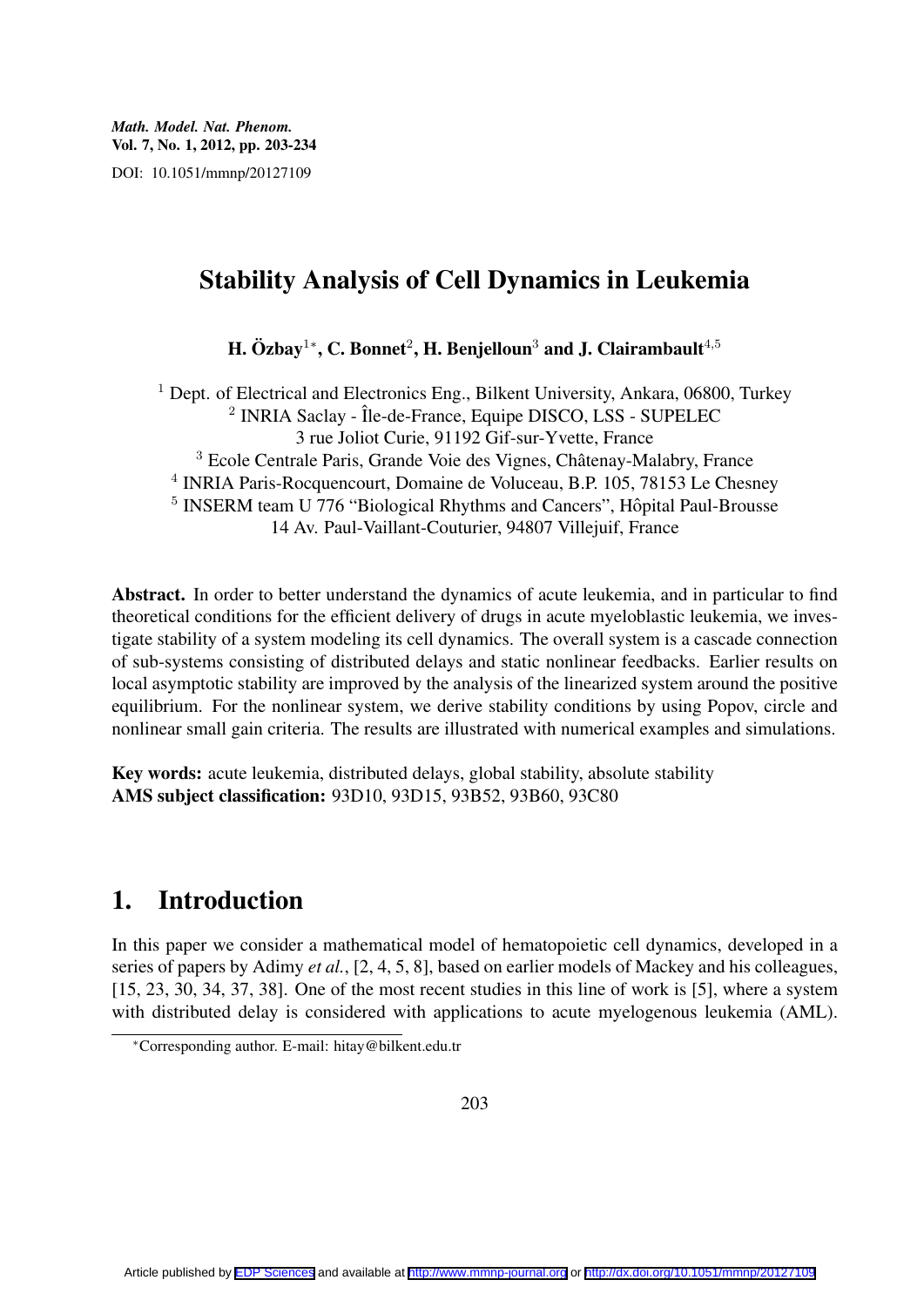# Stability Analysis of Cell Dynamics in Leukemia

**H. Özbay[1]*, C. Bonnet[2], H. Benjelloun[3] and J. Clairambault[4,5]**

[1] Dept. of Electrical and Electronics Eng., Bilkent University, Ankara, 06800, Turkey
[2] INRIA Saclay - Île-de-France, Equipe DISCO, LSS - SUPELEC
3 rue Joliot Curie, 91192 Gif-sur-Yvette, France
[3] Ecole Centrale Paris, Grande Voie des Vignes, Châtenay-Malabry, France
[4] INRIA Paris-Rocquencourt, Domaine de Voluceau, B.P. 105, 78153 Le Chesney
[5] INSERM team U 776 "Biological Rhythms and Cancers", Hôpital Paul-Brousse
14 Av. Paul-Vaillant-Couturier, 94807 Villejuif, France

**Abstract.** In order to better understand the dynamics of acute leukemia, and in particular to find theoretical conditions for the efficient delivery of drugs in acute myeloblastic leukemia, we investigate stability of a system modeling its cell dynamics. The overall system is a cascade connection of sub-systems consisting of distributed delays and static nonlinear feedbacks. Earlier results on local asymptotic stability are improved by the analysis of the linearized system around the positive equilibrium. For the nonlinear system, we derive stability conditions by using Popov, circle and nonlinear small gain criteria. The results are illustrated with numerical examples and simulations.

**Key words:** acute leukemia, distributed delays, global stability, absolute stability
**AMS subject classification:** 93D10, 93D15, 93B52, 93B60, 93C80

## 1. Introduction

In this paper we consider a mathematical model of hematopoietic cell dynamics, developed in a series of papers by Adimy *et al.*, [2, 4, 5, 8], based on earlier models of Mackey and his colleagues, [15, 23, 30, 34, 37, 38]. One of the most recent studies in this line of work is [5], where a system with distributed delay is considered with applications to acute myelogenous leukemia (AML).

*Corresponding author. E-mail: hitay@bilkent.edu.tr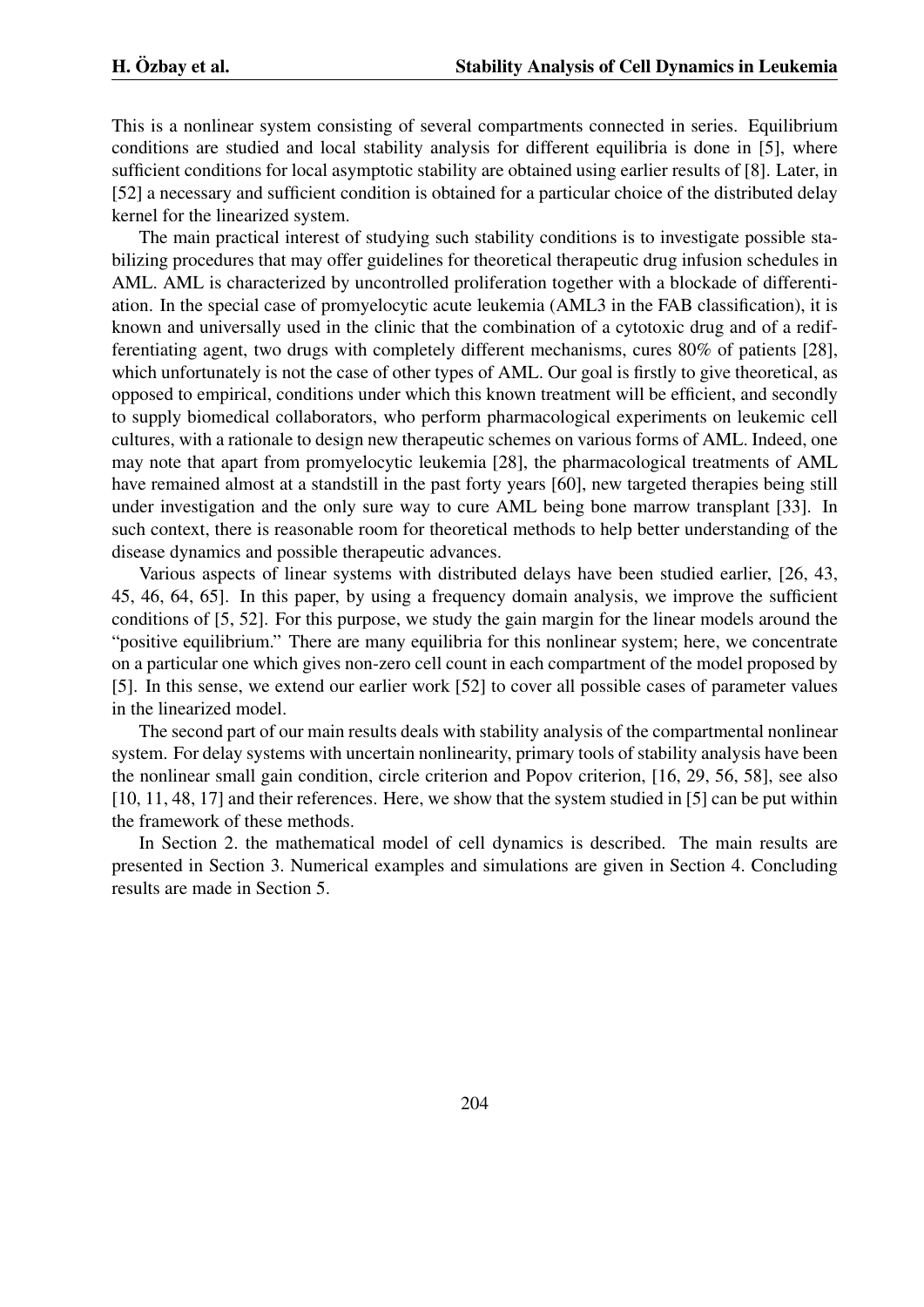This is a nonlinear system consisting of several compartments connected in series. Equilibrium conditions are studied and local stability analysis for different equilibria is done in [5], where sufficient conditions for local asymptotic stability are obtained using earlier results of [8]. Later, in [52] a necessary and sufficient condition is obtained for a particular choice of the distributed delay kernel for the linearized system.

The main practical interest of studying such stability conditions is to investigate possible stabilizing procedures that may offer guidelines for theoretical therapeutic drug infusion schedules in AML. AML is characterized by uncontrolled proliferation together with a blockade of differentiation. In the special case of promyelocytic acute leukemia (AML3 in the FAB classification), it is known and universally used in the clinic that the combination of a cytotoxic drug and of a redifferentiating agent, two drugs with completely different mechanisms, cures 80% of patients [28], which unfortunately is not the case of other types of AML. Our goal is firstly to give theoretical, as opposed to empirical, conditions under which this known treatment will be efficient, and secondly to supply biomedical collaborators, who perform pharmacological experiments on leukemic cell cultures, with a rationale to design new therapeutic schemes on various forms of AML. Indeed, one may note that apart from promyelocytic leukemia [28], the pharmacological treatments of AML have remained almost at a standstill in the past forty years [60], new targeted therapies being still under investigation and the only sure way to cure AML being bone marrow transplant [33]. In such context, there is reasonable room for theoretical methods to help better understanding of the disease dynamics and possible therapeutic advances.

Various aspects of linear systems with distributed delays have been studied earlier, [26, 43, 45, 46, 64, 65]. In this paper, by using a frequency domain analysis, we improve the sufficient conditions of [5, 52]. For this purpose, we study the gain margin for the linear models around the "positive equilibrium." There are many equilibria for this nonlinear system; here, we concentrate on a particular one which gives non-zero cell count in each compartment of the model proposed by [5]. In this sense, we extend our earlier work [52] to cover all possible cases of parameter values in the linearized model.

The second part of our main results deals with stability analysis of the compartmental nonlinear system. For delay systems with uncertain nonlinearity, primary tools of stability analysis have been the nonlinear small gain condition, circle criterion and Popov criterion, [16, 29, 56, 58], see also [10, 11, 48, 17] and their references. Here, we show that the system studied in [5] can be put within the framework of these methods.

In Section 2. the mathematical model of cell dynamics is described. The main results are presented in Section 3. Numerical examples and simulations are given in Section 4. Concluding results are made in Section 5.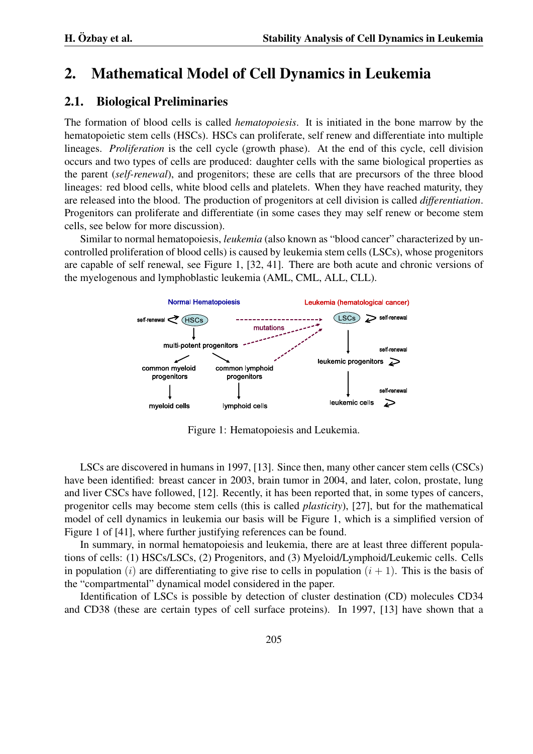## 2. Mathematical Model of Cell Dynamics in Leukemia

### 2.1. Biological Preliminaries

The formation of blood cells is called *hematopoiesis*. It is initiated in the bone marrow by the hematopoietic stem cells (HSCs). HSCs can proliferate, self renew and differentiate into multiple lineages. *Proliferation* is the cell cycle (growth phase). At the end of this cycle, cell division occurs and two types of cells are produced: daughter cells with the same biological properties as the parent (*self-renewal*), and progenitors; these are cells that are precursors of the three blood lineages: red blood cells, white blood cells and platelets. When they have reached maturity, they are released into the blood. The production of progenitors at cell division is called *differentiation*. Progenitors can proliferate and differentiate (in some cases they may self renew or become stem cells, see below for more discussion).

Similar to normal hematopoiesis, *leukemia* (also known as "blood cancer" characterized by uncontrolled proliferation of blood cells) is caused by leukemia stem cells (LSCs), whose progenitors are capable of self renewal, see Figure 1, [32, 41]. There are both acute and chronic versions of the myelogenous and lymphoblastic leukemia (AML, CML, ALL, CLL).

Figure 1: Hematopoiesis and Leukemia.

LSCs are discovered in humans in 1997, [13]. Since then, many other cancer stem cells (CSCs) have been identified: breast cancer in 2003, brain tumor in 2004, and later, colon, prostate, lung and liver CSCs have followed, [12]. Recently, it has been reported that, in some types of cancers, progenitor cells may become stem cells (this is called *plasticity*), [27], but for the mathematical model of cell dynamics in leukemia our basis will be Figure 1, which is a simplified version of Figure 1 of [41], where further justifying references can be found.

In summary, in normal hematopoiesis and leukemia, there are at least three different populations of cells: (1) HSCs/LSCs, (2) Progenitors, and (3) Myeloid/Lymphoid/Leukemic cells. Cells in population $(i)$ are differentiating to give rise to cells in population $(i+1)$. This is the basis of the "compartmental" dynamical model considered in the paper.

Identification of LSCs is possible by detection of cluster destination (CD) molecules CD34 and CD38 (these are certain types of cell surface proteins). In 1997, [13] have shown that a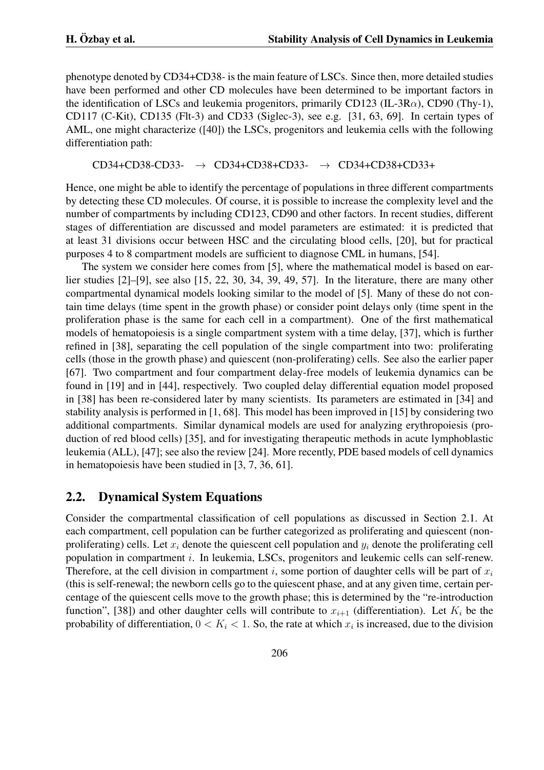phenotype denoted by CD34+CD38- is the main feature of LSCs. Since then, more detailed studies have been performed and other CD molecules have been determined to be important factors in the identification of LSCs and leukemia progenitors, primarily CD123 (IL-3R$\alpha$), CD90 (Thy-1), CD117 (C-Kit), CD135 (Flt-3) and CD33 (Siglec-3), see e.g. [31, 63, 69]. In certain types of AML, one might characterize ([40]) the LSCs, progenitors and leukemia cells with the following differentiation path:

$$\text{CD34+CD38-CD33-} \quad \rightarrow \quad \text{CD34+CD38+CD33-} \quad \rightarrow \quad \text{CD34+CD38+CD33+}$$

Hence, one might be able to identify the percentage of populations in three different compartments by detecting these CD molecules. Of course, it is possible to increase the complexity level and the number of compartments by including CD123, CD90 and other factors. In recent studies, different stages of differentiation are discussed and model parameters are estimated: it is predicted that at least 31 divisions occur between HSC and the circulating blood cells, [20], but for practical purposes 4 to 8 compartment models are sufficient to diagnose CML in humans, [54].

The system we consider here comes from [5], where the mathematical model is based on earlier studies [2]–[9], see also [15, 22, 30, 34, 39, 49, 57]. In the literature, there are many other compartmental dynamical models looking similar to the model of [5]. Many of these do not contain time delays (time spent in the growth phase) or consider point delays only (time spent in the proliferation phase is the same for each cell in a compartment). One of the first mathematical models of hematopoiesis is a single compartment system with a time delay, [37], which is further refined in [38], separating the cell population of the single compartment into two: proliferating cells (those in the growth phase) and quiescent (non-proliferating) cells. See also the earlier paper [67]. Two compartment and four compartment delay-free models of leukemia dynamics can be found in [19] and in [44], respectively. Two coupled delay differential equation model proposed in [38] has been re-considered later by many scientists. Its parameters are estimated in [34] and stability analysis is performed in [1, 68]. This model has been improved in [15] by considering two additional compartments. Similar dynamical models are used for analyzing erythropoiesis (production of red blood cells) [35], and for investigating therapeutic methods in acute lymphoblastic leukemia (ALL), [47]; see also the review [24]. More recently, PDE based models of cell dynamics in hematopoiesis have been studied in [3, 7, 36, 61].

## 2.2. Dynamical System Equations

Consider the compartmental classification of cell populations as discussed in Section 2.1. At each compartment, cell population can be further categorized as proliferating and quiescent (non-proliferating) cells. Let $x_i$ denote the quiescent cell population and $y_i$ denote the proliferating cell population in compartment $i$. In leukemia, LSCs, progenitors and leukemic cells can self-renew. Therefore, at the cell division in compartment $i$, some portion of daughter cells will be part of $x_i$ (this is self-renewal; the newborn cells go to the quiescent phase, and at any given time, certain percentage of the quiescent cells move to the growth phase; this is determined by the "re-introduction function", [38]) and other daughter cells will contribute to $x_{i+1}$ (differentiation). Let $K_i$ be the probability of differentiation, $0 < K_i < 1$. So, the rate at which $x_i$ is increased, due to the division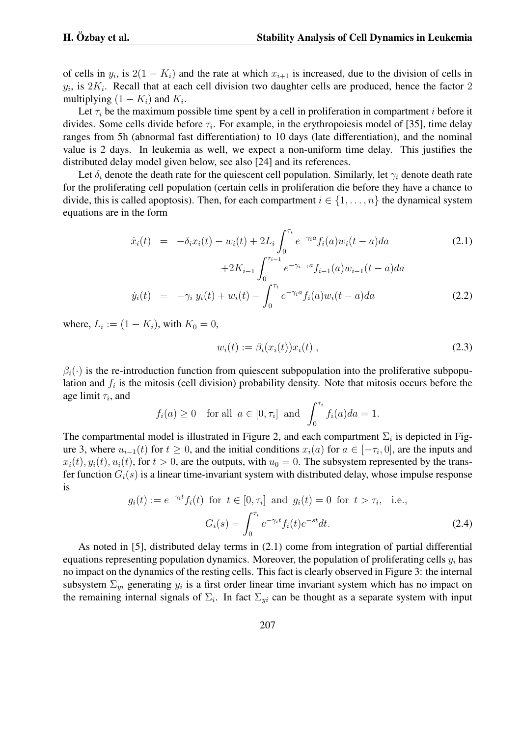of cells in $y_i$, is $2(1 - K_i)$ and the rate at which $x_{i+1}$ is increased, due to the division of cells in $y_i$, is $2K_i$. Recall that at each cell division two daughter cells are produced, hence the factor 2 multiplying $(1 - K_i)$ and $K_i$.

Let $\tau_i$ be the maximum possible time spent by a cell in proliferation in compartment $i$ before it divides. Some cells divide before $\tau_i$. For example, in the erythropoiesis model of [35], time delay ranges from 5h (abnormal fast differentiation) to 10 days (late differentiation), and the nominal value is 2 days. In leukemia as well, we expect a non-uniform time delay. This justifies the distributed delay model given below, see also [24] and its references.

Let $\delta_i$ denote the death rate for the quiescent cell population. Similarly, let $\gamma_i$ denote death rate for the proliferating cell population (certain cells in proliferation die before they have a chance to divide, this is called apoptosis). Then, for each compartment $i \in \{1, \ldots, n\}$ the dynamical system equations are in the form

$$
\begin{aligned}
\dot{x}_i(t) &= -\delta_i x_i(t) - w_i(t) + 2L_i \int_0^{\tau_i} e^{-\gamma_i a} f_i(a) w_i(t-a)da \qquad (2.1)\\
&\qquad + 2K_{i-1} \int_0^{\tau_{i-1}} e^{-\gamma_{i-1} a} f_{i-1}(a) w_{i-1}(t-a)da \\
\dot{y}_i(t) &= -\gamma_i \, y_i(t) + w_i(t) - \int_0^{\tau_i} e^{-\gamma_i a} f_i(a) w_i(t-a)da \qquad (2.2)
\end{aligned}
$$

where, $L_i := (1 - K_i)$, with $K_0 = 0$,

$$
w_i(t) := \beta_i(x_i(t)) x_i(t) \, , \qquad (2.3)
$$

$\beta_i(\cdot)$ is the re-introduction function from quiescent subpopulation into the proliferative subpopulation and $f_i$ is the mitosis (cell division) probability density. Note that mitosis occurs before the age limit $\tau_i$, and

$$
f_i(a) \geq 0 \quad \text{for all } \; a \in [0, \tau_i] \; \text{ and } \; \int_0^{\tau_i} f_i(a)da = 1.
$$

The compartmental model is illustrated in Figure 2, and each compartment $\Sigma_i$ is depicted in Figure 3, where $u_{i-1}(t)$ for $t \geq 0$, and the initial conditions $x_i(a)$ for $a \in [-\tau_i, 0]$, are the inputs and $x_i(t), y_i(t), u_i(t)$, for $t > 0$, are the outputs, with $u_0 = 0$. The subsystem represented by the transfer function $G_i(s)$ is a linear time-invariant system with distributed delay, whose impulse response is

$$
g_i(t) := e^{-\gamma_i t} f_i(t) \;\text{ for }\; t \in [0, \tau_i] \;\text{ and }\; g_i(t) = 0 \;\text{ for }\; t > \tau_i, \quad \text{i.e.,}
$$

$$
G_i(s) = \int_0^{\tau_i} e^{-\gamma_i t} f_i(t) e^{-st} dt. \qquad (2.4)
$$

As noted in [5], distributed delay terms in (2.1) come from integration of partial differential equations representing population dynamics. Moreover, the population of proliferating cells $y_i$ has no impact on the dynamics of the resting cells. This fact is clearly observed in Figure 3: the internal subsystem $\Sigma_{yi}$ generating $y_i$ is a first order linear time invariant system which has no impact on the remaining internal signals of $\Sigma_i$. In fact $\Sigma_{yi}$ can be thought as a separate system with input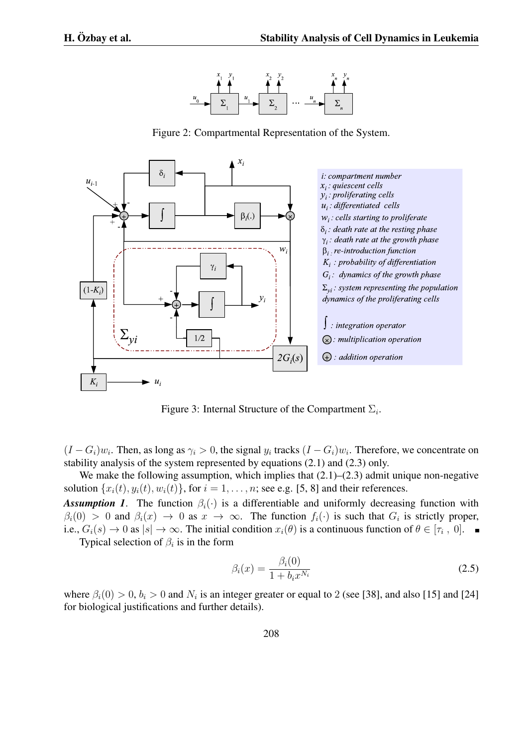Figure 2: Compartmental Representation of the System.

Figure 3: Internal Structure of the Compartment $\Sigma_i$.

$(I - G_i)w_i$. Then, as long as $\gamma_i > 0$, the signal $y_i$ tracks $(I - G_i)w_i$. Therefore, we concentrate on stability analysis of the system represented by equations (2.1) and (2.3) only.

We make the following assumption, which implies that (2.1)–(2.3) admit unique non-negative solution $\{x_i(t), y_i(t), w_i(t)\}$, for $i = 1, \ldots, n$; see e.g. [5, 8] and their references.

***Assumption 1***. The function $\beta_i(\cdot)$ is a differentiable and uniformly decreasing function with $\beta_i(0) > 0$ and $\beta_i(x) \to 0$ as $x \to \infty$. The function $f_i(\cdot)$ is such that $G_i$ is strictly proper, i.e., $G_i(s) \to 0$ as $|s| \to \infty$. The initial condition $x_i(\theta)$ is a continuous function of $\theta \in [\tau_i\ ,\ 0]$. ∎

Typical selection of $\beta_i$ is in the form

$$\beta_i(x) = \frac{\beta_i(0)}{1 + b_i x^{N_i}} \tag{2.5}$$

where $\beta_i(0) > 0$, $b_i > 0$ and $N_i$ is an integer greater or equal to 2 (see [38], and also [15] and [24] for biological justifications and further details).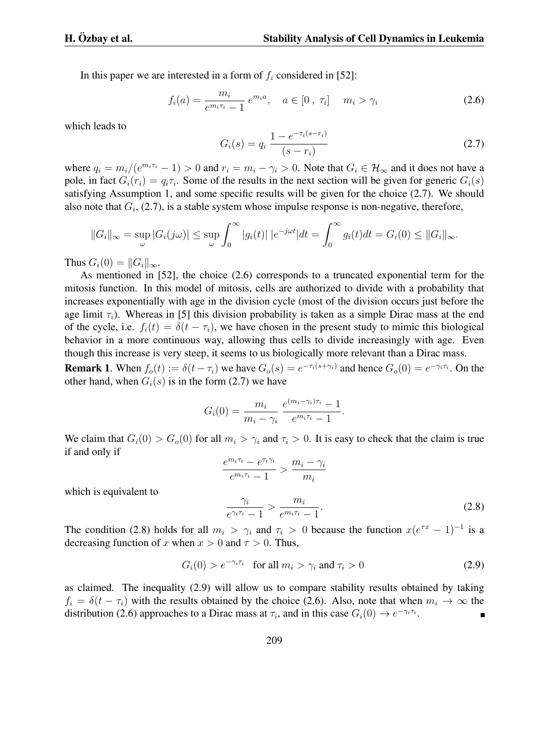In this paper we are interested in a form of $f_i$ considered in [52]:

$$f_i(a) = \frac{m_i}{e^{m_i \tau_i} - 1} \, e^{m_i a}, \quad a \in [0 \, , \, \tau_i] \quad m_i > \gamma_i \tag{2.6}$$

which leads to

$$G_i(s) = q_i \, \frac{1 - e^{-\tau_i (s - r_i)}}{(s - r_i)} \tag{2.7}$$

where $q_i = m_i/(e^{m_i \tau_i} - 1) > 0$ and $r_i = m_i - \gamma_i > 0$. Note that $G_i \in \mathcal{H}_\infty$ and it does not have a pole, in fact $G_i(r_i) = q_i \tau_i$. Some of the results in the next section will be given for generic $G_i(s)$ satisfying Assumption 1, and some specific results will be given for the choice (2.7). We should also note that $G_i$, (2.7), is a stable system whose impulse response is non-negative, therefore,

$$\|G_i\|_\infty = \sup_\omega |G_i(j\omega)| \leq \sup_\omega \int_0^\infty |g_i(t)| \, |e^{-j\omega t}| dt = \int_0^\infty g_i(t) dt = G_i(0) \leq \|G_i\|_\infty.$$

Thus $G_i(0) = \|G_i\|_\infty$.

As mentioned in [52], the choice (2.6) corresponds to a truncated exponential term for the mitosis function. In this model of mitosis, cells are authorized to divide with a probability that increases exponentially with age in the division cycle (most of the division occurs just before the age limit $\tau_i$). Whereas in [5] this division probability is taken as a simple Dirac mass at the end of the cycle, i.e. $f_i(t) = \delta(t - \tau_i)$, we have chosen in the present study to mimic this biological behavior in a more continuous way, allowing thus cells to divide increasingly with age. Even though this increase is very steep, it seems to us biologically more relevant than a Dirac mass.

**Remark 1**. When $f_o(t) := \delta(t - \tau_i)$ we have $G_o(s) = e^{-\tau_i(s + \gamma_i)}$ and hence $G_o(0) = e^{-\gamma_i \tau_i}$. On the other hand, when $G_i(s)$ is in the form (2.7) we have

$$G_i(0) = \frac{m_i}{m_i - \gamma_i} \, \frac{e^{(m_i - \gamma_i)\tau_i} - 1}{e^{m_i \tau_i} - 1}.$$

We claim that $G_i(0) > G_o(0)$ for all $m_i > \gamma_i$ and $\tau_i > 0$. It is easy to check that the claim is true if and only if

$$\frac{e^{m_i \tau_i} - e^{\tau_i \gamma_i}}{e^{m_i \tau_i} - 1} > \frac{m_i - \gamma_i}{m_i}$$

which is equivalent to

$$\frac{\gamma_i}{e^{\gamma_i \tau_i} - 1} > \frac{m_i}{e^{m_i \tau_i} - 1}. \tag{2.8}$$

The condition (2.8) holds for all $m_i > \gamma_i$ and $\tau_i > 0$ because the function $x(e^{\tau x} - 1)^{-1}$ is a decreasing function of $x$ when $x > 0$ and $\tau > 0$. Thus,

$$G_i(0) > e^{-\gamma_i \tau_i} \quad \text{for all } m_i > \gamma_i \text{ and } \tau_i > 0 \tag{2.9}$$

as claimed. The inequality (2.9) will allow us to compare stability results obtained by taking $f_i = \delta(t - \tau_i)$ with the results obtained by the choice (2.6). Also, note that when $m_i \to \infty$ the distribution (2.6) approaches to a Dirac mass at $\tau_i$, and in this case $G_i(0) \to e^{-\gamma_i \tau_i}$. ■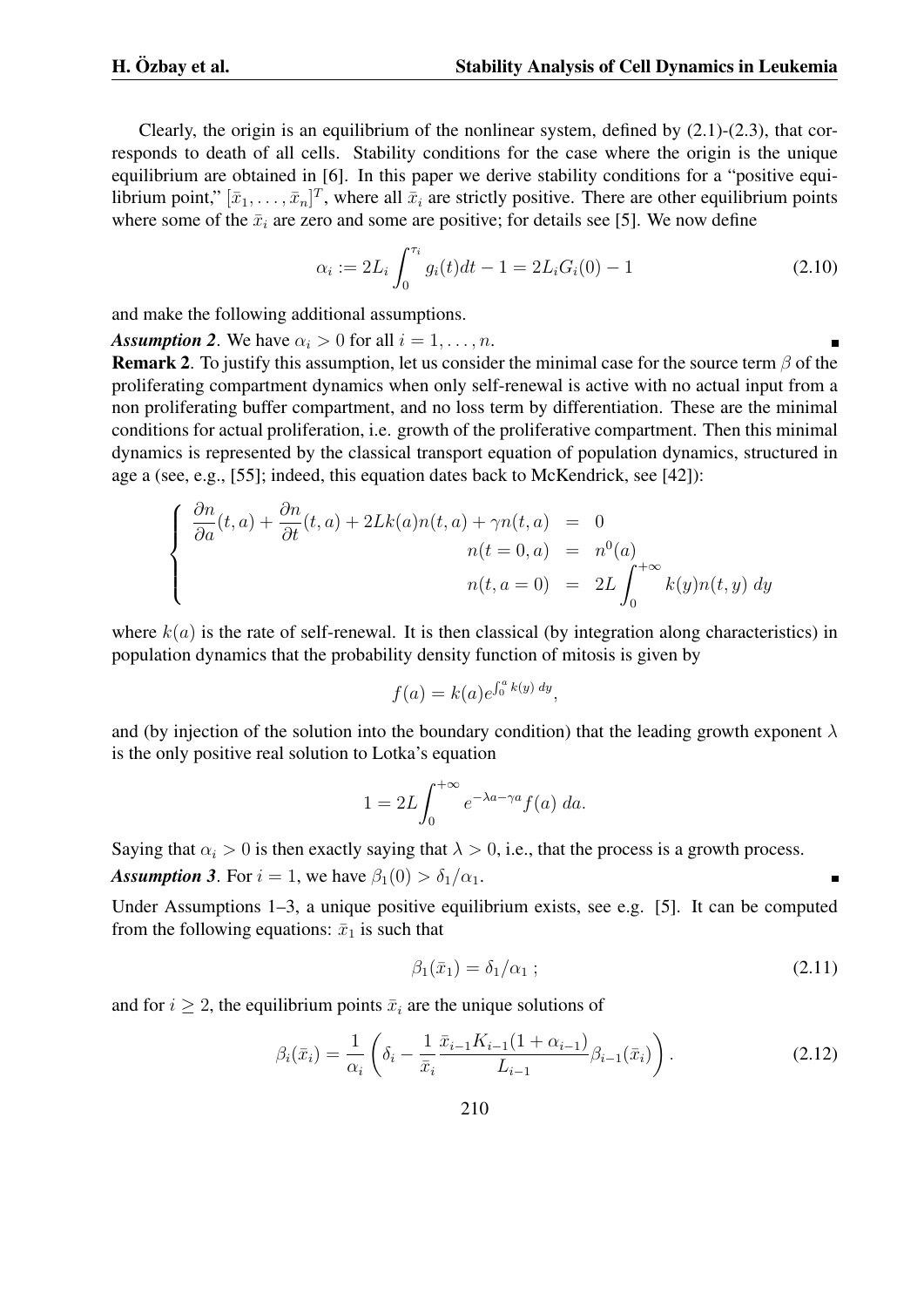Clearly, the origin is an equilibrium of the nonlinear system, defined by (2.1)-(2.3), that corresponds to death of all cells. Stability conditions for the case where the origin is the unique equilibrium are obtained in [6]. In this paper we derive stability conditions for a "positive equilibrium point," $[\bar{x}_1, \ldots, \bar{x}_n]^T$, where all $\bar{x}_i$ are strictly positive. There are other equilibrium points where some of the $\bar{x}_i$ are zero and some are positive; for details see [5]. We now define

$$\alpha_i := 2L_i \int_0^{\tau_i} g_i(t)dt - 1 = 2L_i G_i(0) - 1 \tag{2.10}$$

and make the following additional assumptions.

***Assumption 2***. We have $\alpha_i > 0$ for all $i = 1, \ldots, n$. ∎

**Remark 2**. To justify this assumption, let us consider the minimal case for the source term $\beta$ of the proliferating compartment dynamics when only self-renewal is active with no actual input from a non proliferating buffer compartment, and no loss term by differentiation. These are the minimal conditions for actual proliferation, i.e. growth of the proliferative compartment. Then this minimal dynamics is represented by the classical transport equation of population dynamics, structured in age a (see, e.g., [55]; indeed, this equation dates back to McKendrick, see [42]):

$$\begin{cases} \dfrac{\partial n}{\partial a}(t,a) + \dfrac{\partial n}{\partial t}(t,a) + 2Lk(a)n(t,a) + \gamma n(t,a) &= 0 \\ n(t=0,a) &= n^0(a) \\ n(t,a=0) &= 2L\displaystyle\int_0^{+\infty} k(y)n(t,y)\, dy \end{cases}$$

where $k(a)$ is the rate of self-renewal. It is then classical (by integration along characteristics) in population dynamics that the probability density function of mitosis is given by

$$f(a) = k(a)e^{\int_0^a k(y)\, dy},$$

and (by injection of the solution into the boundary condition) that the leading growth exponent $\lambda$ is the only positive real solution to Lotka's equation

$$1 = 2L\int_0^{+\infty} e^{-\lambda a - \gamma a} f(a)\, da.$$

Saying that $\alpha_i > 0$ is then exactly saying that $\lambda > 0$, i.e., that the process is a growth process.

***Assumption 3***. For $i = 1$, we have $\beta_1(0) > \delta_1/\alpha_1$. ∎

Under Assumptions 1–3, a unique positive equilibrium exists, see e.g. [5]. It can be computed from the following equations: $\bar{x}_1$ is such that

$$\beta_1(\bar{x}_1) = \delta_1/\alpha_1\;; \tag{2.11}$$

and for $i \geq 2$, the equilibrium points $\bar{x}_i$ are the unique solutions of

$$\beta_i(\bar{x}_i) = \frac{1}{\alpha_i}\left(\delta_i - \frac{1}{\bar{x}_i}\frac{\bar{x}_{i-1}K_{i-1}(1+\alpha_{i-1})}{L_{i-1}}\beta_{i-1}(\bar{x}_i)\right). \tag{2.12}$$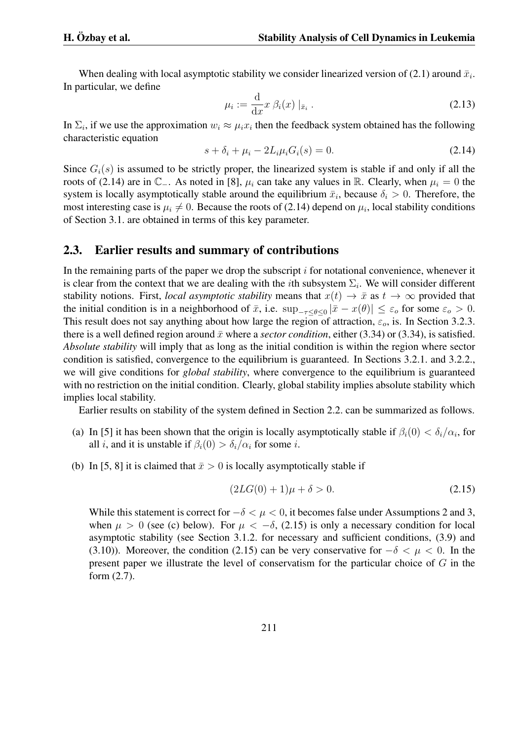When dealing with local asymptotic stability we consider linearized version of (2.1) around $\bar{x}_i$. In particular, we define

$$\mu_i := \frac{\mathrm{d}}{\mathrm{d}x} x\, \beta_i(x)\,|_{\bar{x}_i}\,. \tag{2.13}$$

In $\Sigma_i$, if we use the approximation $w_i \approx \mu_i x_i$ then the feedback system obtained has the following characteristic equation

$$s + \delta_i + \mu_i - 2L_i\mu_i G_i(s) = 0. \tag{2.14}$$

Since $G_i(s)$ is assumed to be strictly proper, the linearized system is stable if and only if all the roots of (2.14) are in $\mathbb{C}_-$. As noted in [8], $\mu_i$ can take any values in $\mathbb{R}$. Clearly, when $\mu_i = 0$ the system is locally asymptotically stable around the equilibrium $\bar{x}_i$, because $\delta_i > 0$. Therefore, the most interesting case is $\mu_i \neq 0$. Because the roots of (2.14) depend on $\mu_i$, local stability conditions of Section 3.1. are obtained in terms of this key parameter.

## 2.3. Earlier results and summary of contributions

In the remaining parts of the paper we drop the subscript $i$ for notational convenience, whenever it is clear from the context that we are dealing with the $i$th subsystem $\Sigma_i$. We will consider different stability notions. First, *local asymptotic stability* means that $x(t) \to \bar{x}$ as $t \to \infty$ provided that the initial condition is in a neighborhood of $\bar{x}$, i.e. $\sup_{-\tau\leq\theta\leq 0}|\bar{x} - x(\theta)| \leq \varepsilon_o$ for some $\varepsilon_o > 0$. This result does not say anything about how large the region of attraction, $\varepsilon_o$, is. In Section 3.2.3. there is a well defined region around $\bar{x}$ where a *sector condition*, either (3.34) or (3.34), is satisfied. *Absolute stability* will imply that as long as the initial condition is within the region where sector condition is satisfied, convergence to the equilibrium is guaranteed. In Sections 3.2.1. and 3.2.2., we will give conditions for *global stability*, where convergence to the equilibrium is guaranteed with no restriction on the initial condition. Clearly, global stability implies absolute stability which implies local stability.

Earlier results on stability of the system defined in Section 2.2. can be summarized as follows.

(a) In [5] it has been shown that the origin is locally asymptotically stable if $\beta_i(0) < \delta_i/\alpha_i$, for all $i$, and it is unstable if $\beta_i(0) > \delta_i/\alpha_i$ for some $i$.

(b) In [5, 8] it is claimed that $\bar{x} > 0$ is locally asymptotically stable if

$$(2LG(0) + 1)\mu + \delta > 0. \tag{2.15}$$

While this statement is correct for $-\delta < \mu < 0$, it becomes false under Assumptions 2 and 3, when $\mu > 0$ (see (c) below). For $\mu < -\delta$, (2.15) is only a necessary condition for local asymptotic stability (see Section 3.1.2. for necessary and sufficient conditions, (3.9) and (3.10)). Moreover, the condition (2.15) can be very conservative for $-\delta < \mu < 0$. In the present paper we illustrate the level of conservatism for the particular choice of $G$ in the form (2.7).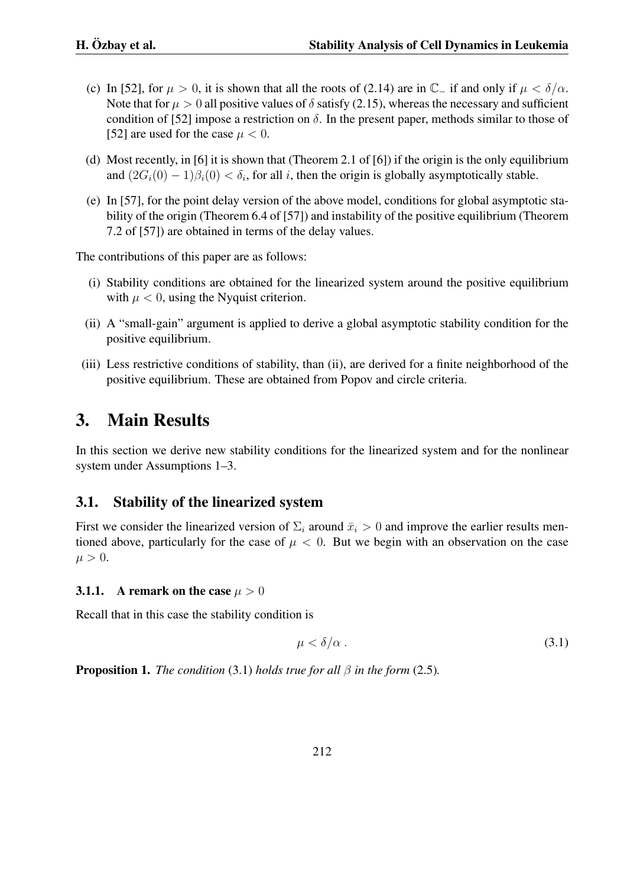(c) In [52], for $\mu > 0$, it is shown that all the roots of (2.14) are in $\mathbb{C}_-$ if and only if $\mu < \delta/\alpha$. Note that for $\mu > 0$ all positive values of $\delta$ satisfy (2.15), whereas the necessary and sufficient condition of [52] impose a restriction on $\delta$. In the present paper, methods similar to those of [52] are used for the case $\mu < 0$.

(d) Most recently, in [6] it is shown that (Theorem 2.1 of [6]) if the origin is the only equilibrium and $(2G_i(0) - 1)\beta_i(0) < \delta_i$, for all $i$, then the origin is globally asymptotically stable.

(e) In [57], for the point delay version of the above model, conditions for global asymptotic stability of the origin (Theorem 6.4 of [57]) and instability of the positive equilibrium (Theorem 7.2 of [57]) are obtained in terms of the delay values.

The contributions of this paper are as follows:

(i) Stability conditions are obtained for the linearized system around the positive equilibrium with $\mu < 0$, using the Nyquist criterion.

(ii) A "small-gain" argument is applied to derive a global asymptotic stability condition for the positive equilibrium.

(iii) Less restrictive conditions of stability, than (ii), are derived for a finite neighborhood of the positive equilibrium. These are obtained from Popov and circle criteria.

# 3. Main Results

In this section we derive new stability conditions for the linearized system and for the nonlinear system under Assumptions 1–3.

## 3.1. Stability of the linearized system

First we consider the linearized version of $\Sigma_i$ around $\bar{x}_i > 0$ and improve the earlier results mentioned above, particularly for the case of $\mu < 0$. But we begin with an observation on the case $\mu > 0$.

### 3.1.1. A remark on the case $\mu > 0$

Recall that in this case the stability condition is

$$\mu < \delta/\alpha \; . \tag{3.1}$$

**Proposition 1.** *The condition* (3.1) *holds true for all $\beta$ in the form* (2.5)*.*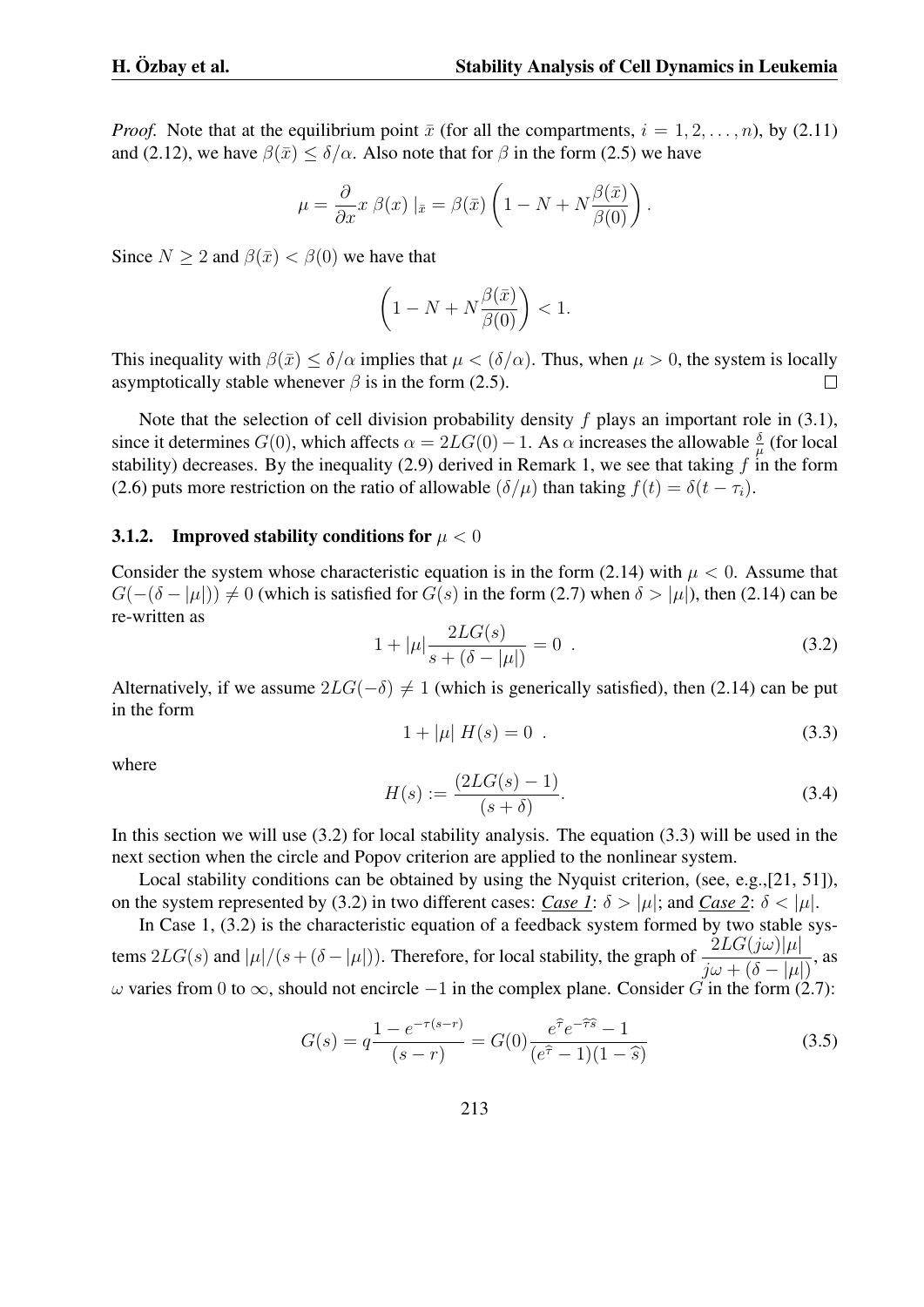*Proof.* Note that at the equilibrium point $\bar{x}$ (for all the compartments, $i = 1, 2, \ldots, n$), by (2.11) and (2.12), we have $\beta(\bar{x}) \leq \delta/\alpha$. Also note that for $\beta$ in the form (2.5) we have

$$\mu = \frac{\partial}{\partial x} x\, \beta(x) \mid_{\bar{x}} = \beta(\bar{x}) \left( 1 - N + N \frac{\beta(\bar{x})}{\beta(0)} \right).$$

Since $N \geq 2$ and $\beta(\bar{x}) < \beta(0)$ we have that

$$\left( 1 - N + N \frac{\beta(\bar{x})}{\beta(0)} \right) < 1.$$

This inequality with $\beta(\bar{x}) \leq \delta/\alpha$ implies that $\mu < (\delta/\alpha)$. Thus, when $\mu > 0$, the system is locally asymptotically stable whenever $\beta$ is in the form (2.5). $\square$

Note that the selection of cell division probability density $f$ plays an important role in (3.1), since it determines $G(0)$, which affects $\alpha = 2LG(0) - 1$. As $\alpha$ increases the allowable $\frac{\delta}{\mu}$ (for local stability) decreases. By the inequality (2.9) derived in Remark 1, we see that taking $f$ in the form (2.6) puts more restriction on the ratio of allowable $(\delta/\mu)$ than taking $f(t) = \delta(t - \tau_i)$.

### 3.1.2. Improved stability conditions for $\mu < 0$

Consider the system whose characteristic equation is in the form (2.14) with $\mu < 0$. Assume that $G(-(\delta - |\mu|)) \neq 0$ (which is satisfied for $G(s)$ in the form (2.7) when $\delta > |\mu|$), then (2.14) can be re-written as

$$1 + |\mu| \frac{2LG(s)}{s + (\delta - |\mu|)} = 0 \ . \tag{3.2}$$

Alternatively, if we assume $2LG(-\delta) \neq 1$ (which is generically satisfied), then (2.14) can be put in the form

$$1 + |\mu| \ H(s) = 0 \ . \tag{3.3}$$

where

$$H(s) := \frac{(2LG(s) - 1)}{(s + \delta)}. \tag{3.4}$$

In this section we will use (3.2) for local stability analysis. The equation (3.3) will be used in the next section when the circle and Popov criterion are applied to the nonlinear system.

Local stability conditions can be obtained by using the Nyquist criterion, (see, e.g.,[21, 51]), on the system represented by (3.2) in two different cases: ***Case 1***: $\delta > |\mu|$; and ***Case 2***: $\delta < |\mu|$.

In Case 1, (3.2) is the characteristic equation of a feedback system formed by two stable systems $2LG(s)$ and $|\mu|/(s + (\delta - |\mu|))$. Therefore, for local stability, the graph of $\dfrac{2LG(j\omega)|\mu|}{j\omega + (\delta - |\mu|)}$, as $\omega$ varies from $0$ to $\infty$, should not encircle $-1$ in the complex plane. Consider $G$ in the form (2.7):

$$G(s) = q \frac{1 - e^{-\tau(s-r)}}{(s - r)} = G(0) \frac{e^{\hat{\tau}} e^{-\hat{\tau}\hat{s}} - 1}{(e^{\hat{\tau}} - 1)(1 - \hat{s})} \tag{3.5}$$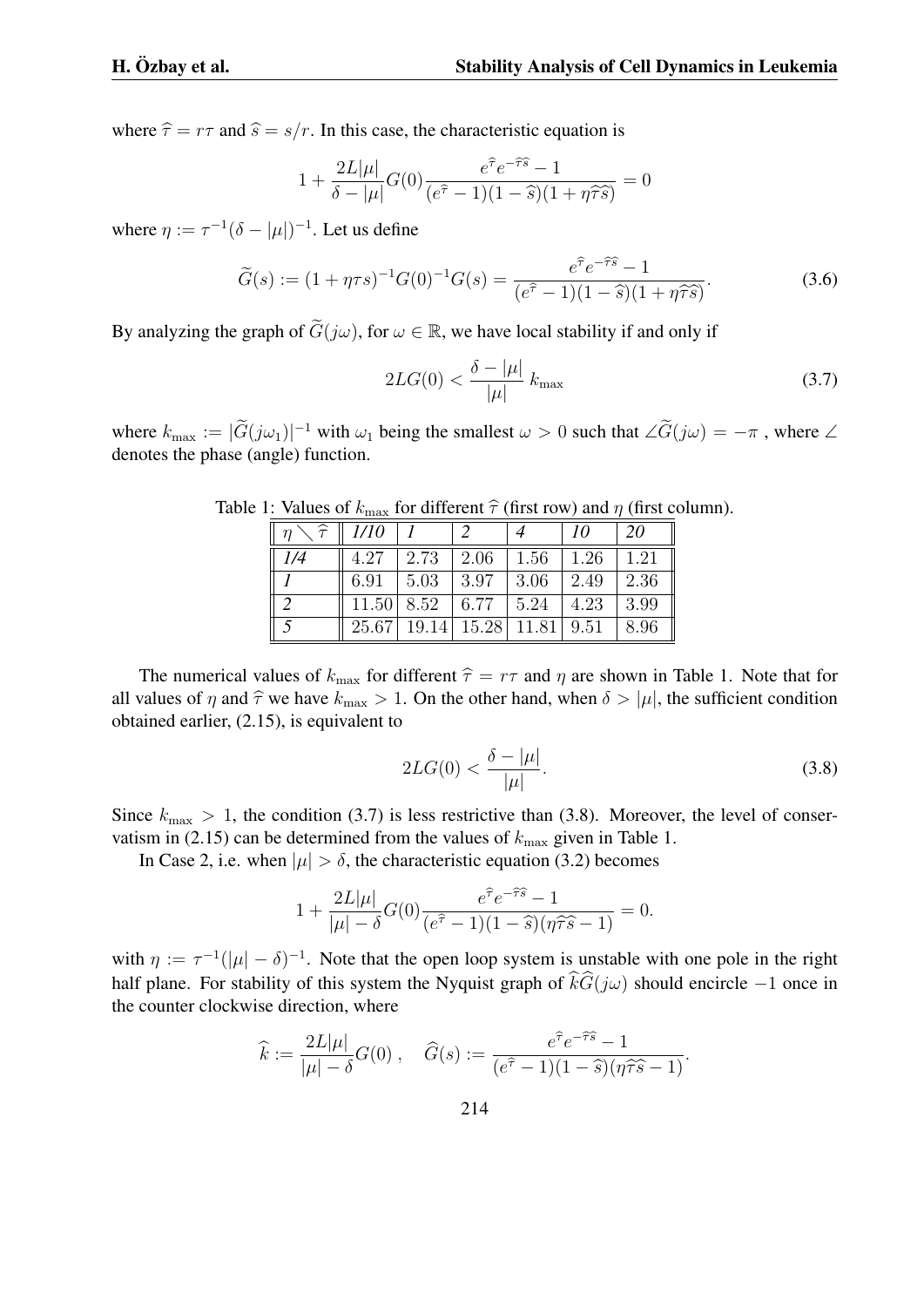where $\widehat{\tau} = r\tau$ and $\widehat{s} = s/r$. In this case, the characteristic equation is

$$1 + \frac{2L|\mu|}{\delta - |\mu|} G(0) \frac{e^{\widehat{\tau}} e^{-\widehat{\tau}\widehat{s}} - 1}{(e^{\widehat{\tau}} - 1)(1 - \widehat{s})(1 + \eta\widehat{\tau}\widehat{s})} = 0$$

where $\eta := \tau^{-1}(\delta - |\mu|)^{-1}$. Let us define

$$\widetilde{G}(s) := (1 + \eta\tau s)^{-1} G(0)^{-1} G(s) = \frac{e^{\widehat{\tau}} e^{-\widehat{\tau}\widehat{s}} - 1}{(e^{\widehat{\tau}} - 1)(1 - \widehat{s})(1 + \eta\widehat{\tau}\widehat{s})}. \tag{3.6}$$

By analyzing the graph of $\widetilde{G}(j\omega)$, for $\omega \in \mathbb{R}$, we have local stability if and only if

$$2LG(0) < \frac{\delta - |\mu|}{|\mu|} \, k_{\max} \tag{3.7}$$

where $k_{\max} := |\widetilde{G}(j\omega_1)|^{-1}$ with $\omega_1$ being the smallest $\omega > 0$ such that $\angle\widetilde{G}(j\omega) = -\pi$ , where $\angle$ denotes the phase (angle) function.

Table 1: Values of $k_{\max}$ for different $\widehat{\tau}$ (first row) and $\eta$ (first column).

| $\eta \diagdown \widehat{\tau}$ | *1/10* | *1* | *2* | *4* | *10* | *20* |
|---|---|---|---|---|---|---|
| *1/4* | 4.27 | 2.73 | 2.06 | 1.56 | 1.26 | 1.21 |
| *1* | 6.91 | 5.03 | 3.97 | 3.06 | 2.49 | 2.36 |
| *2* | 11.50 | 8.52 | 6.77 | 5.24 | 4.23 | 3.99 |
| *5* | 25.67 | 19.14 | 15.28 | 11.81 | 9.51 | 8.96 |

The numerical values of $k_{\max}$ for different $\widehat{\tau} = r\tau$ and $\eta$ are shown in Table 1. Note that for all values of $\eta$ and $\widehat{\tau}$ we have $k_{\max} > 1$. On the other hand, when $\delta > |\mu|$, the sufficient condition obtained earlier, (2.15), is equivalent to

$$2LG(0) < \frac{\delta - |\mu|}{|\mu|}. \tag{3.8}$$

Since $k_{\max} > 1$, the condition (3.7) is less restrictive than (3.8). Moreover, the level of conservatism in (2.15) can be determined from the values of $k_{\max}$ given in Table 1.

In Case 2, i.e. when $|\mu| > \delta$, the characteristic equation (3.2) becomes

$$1 + \frac{2L|\mu|}{|\mu| - \delta} G(0) \frac{e^{\widehat{\tau}} e^{-\widehat{\tau}\widehat{s}} - 1}{(e^{\widehat{\tau}} - 1)(1 - \widehat{s})(\eta\widehat{\tau}\widehat{s} - 1)} = 0.$$

with $\eta := \tau^{-1}(|\mu| - \delta)^{-1}$. Note that the open loop system is unstable with one pole in the right half plane. For stability of this system the Nyquist graph of $\widehat{k}\widehat{G}(j\omega)$ should encircle $-1$ once in the counter clockwise direction, where

$$\widehat{k} := \frac{2L|\mu|}{|\mu| - \delta} G(0) , \quad \widehat{G}(s) := \frac{e^{\widehat{\tau}} e^{-\widehat{\tau}\widehat{s}} - 1}{(e^{\widehat{\tau}} - 1)(1 - \widehat{s})(\eta\widehat{\tau}\widehat{s} - 1)}.$$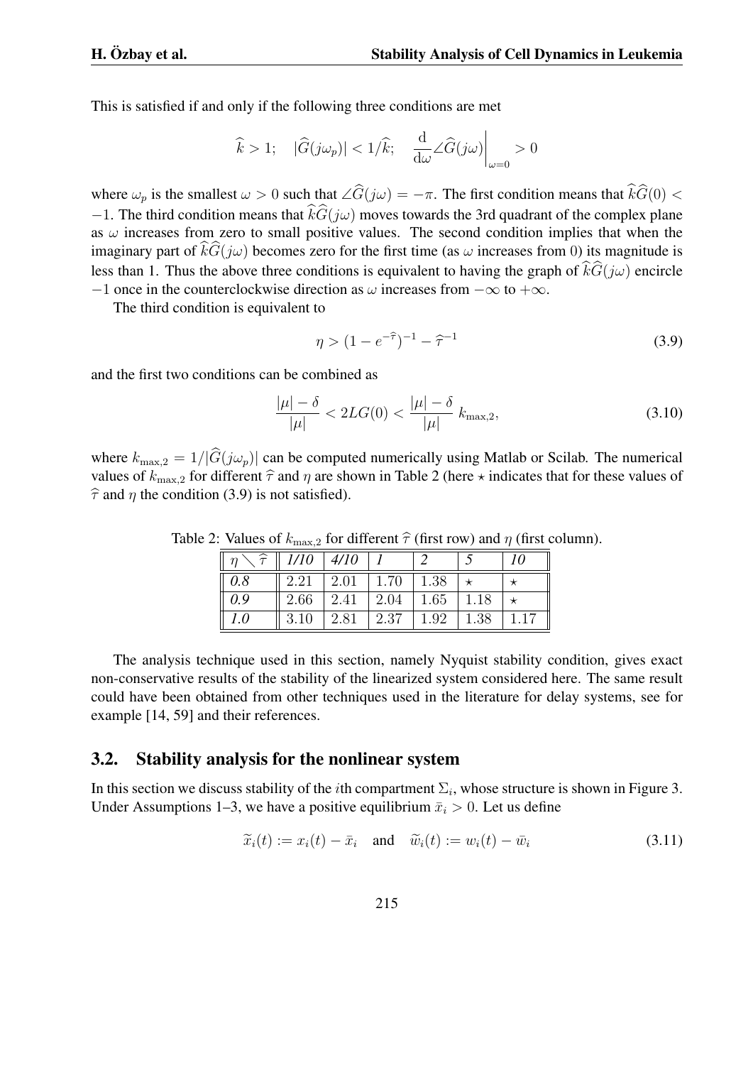This is satisfied if and only if the following three conditions are met

$$\widehat{k} > 1; \quad |\widehat{G}(j\omega_p)| < 1/\widehat{k}; \quad \left. \frac{\mathrm{d}}{\mathrm{d}\omega} \angle \widehat{G}(j\omega) \right|_{\omega=0} > 0$$

where $\omega_p$ is the smallest $\omega > 0$ such that $\angle \widehat{G}(j\omega) = -\pi$. The first condition means that $\widehat{k}\widehat{G}(0) < -1$. The third condition means that $\widehat{k}\widehat{G}(j\omega)$ moves towards the 3rd quadrant of the complex plane as $\omega$ increases from zero to small positive values. The second condition implies that when the imaginary part of $\widehat{k}\widehat{G}(j\omega)$ becomes zero for the first time (as $\omega$ increases from 0) its magnitude is less than 1. Thus the above three conditions is equivalent to having the graph of $\widehat{k}\widehat{G}(j\omega)$ encircle $-1$ once in the counterclockwise direction as $\omega$ increases from $-\infty$ to $+\infty$.

The third condition is equivalent to

$$\eta > (1 - e^{-\widehat{\tau}})^{-1} - \widehat{\tau}^{-1} \tag{3.9}$$

and the first two conditions can be combined as

$$\frac{|\mu| - \delta}{|\mu|} < 2LG(0) < \frac{|\mu| - \delta}{|\mu|} \, k_{\max,2}, \tag{3.10}$$

where $k_{\max,2} = 1/|\widehat{G}(j\omega_p)|$ can be computed numerically using Matlab or Scilab. The numerical values of $k_{\max,2}$ for different $\widehat{\tau}$ and $\eta$ are shown in Table 2 (here $\star$ indicates that for these values of $\widehat{\tau}$ and $\eta$ the condition (3.9) is not satisfied).

Table 2: Values of $k_{\max,2}$ for different $\widehat{\tau}$ (first row) and $\eta$ (first column).

| $\eta \setminus \widehat{\tau}$ | *1/10* | *4/10* | *1* | *2* | *5* | *10* |
|---|---|---|---|---|---|---|
| *0.8* | 2.21 | 2.01 | 1.70 | 1.38 | $\star$ | $\star$ |
| *0.9* | 2.66 | 2.41 | 2.04 | 1.65 | 1.18 | $\star$ |
| *1.0* | 3.10 | 2.81 | 2.37 | 1.92 | 1.38 | 1.17 |

The analysis technique used in this section, namely Nyquist stability condition, gives exact non-conservative results of the stability of the linearized system considered here. The same result could have been obtained from other techniques used in the literature for delay systems, see for example [14, 59] and their references.

## 3.2. Stability analysis for the nonlinear system

In this section we discuss stability of the $i$th compartment $\Sigma_i$, whose structure is shown in Figure 3. Under Assumptions 1–3, we have a positive equilibrium $\bar{x}_i > 0$. Let us define

$$\widetilde{x}_i(t) := x_i(t) - \bar{x}_i \quad \text{and} \quad \widetilde{w}_i(t) := w_i(t) - \bar{w}_i \tag{3.11}$$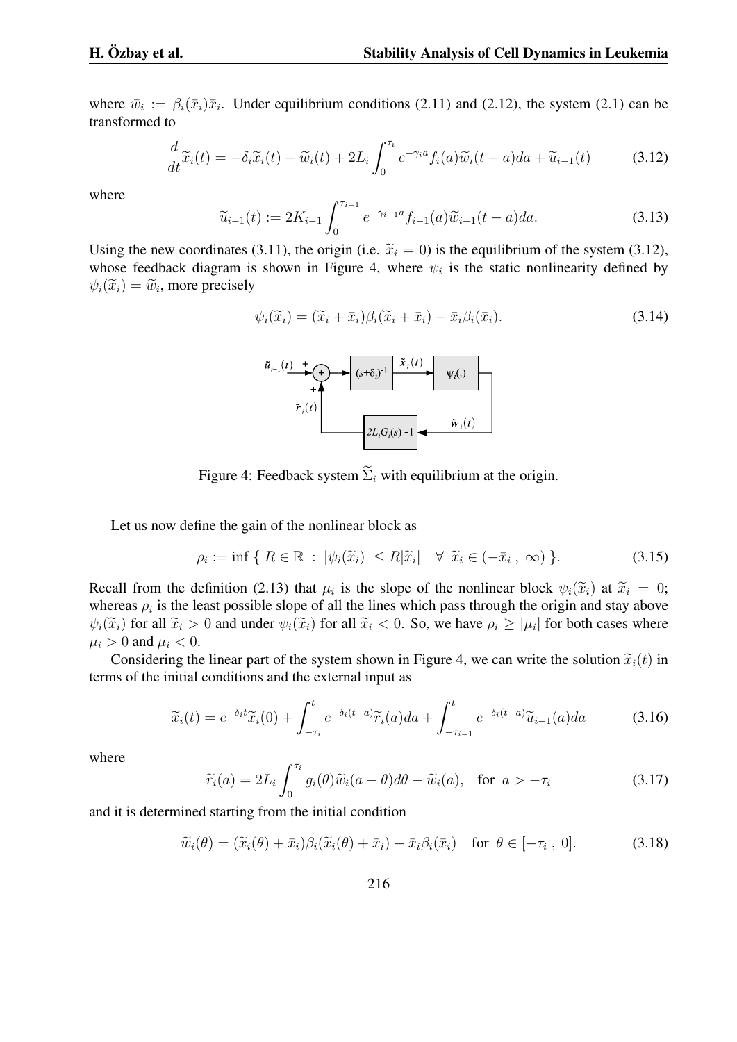where $\bar{w}_i := \beta_i(\bar{x}_i)\bar{x}_i$. Under equilibrium conditions (2.11) and (2.12), the system (2.1) can be transformed to

$$\frac{d}{dt}\widetilde{x}_i(t) = -\delta_i \widetilde{x}_i(t) - \widetilde{w}_i(t) + 2L_i \int_0^{\tau_i} e^{-\gamma_i a} f_i(a) \widetilde{w}_i(t-a) da + \widetilde{u}_{i-1}(t) \tag{3.12}$$

where

$$\widetilde{u}_{i-1}(t) := 2K_{i-1} \int_0^{\tau_{i-1}} e^{-\gamma_{i-1} a} f_{i-1}(a) \widetilde{w}_{i-1}(t-a) da. \tag{3.13}$$

Using the new coordinates (3.11), the origin (i.e. $\widetilde{x}_i = 0$) is the equilibrium of the system (3.12), whose feedback diagram is shown in Figure 4, where $\psi_i$ is the static nonlinearity defined by $\psi_i(\widetilde{x}_i) = \widetilde{w}_i$, more precisely

$$\psi_i(\widetilde{x}_i) = (\widetilde{x}_i + \bar{x}_i)\beta_i(\widetilde{x}_i + \bar{x}_i) - \bar{x}_i \beta_i(\bar{x}_i). \tag{3.14}$$

Figure 4: Feedback system $\widetilde{\Sigma}_i$ with equilibrium at the origin.

Let us now define the gain of the nonlinear block as

$$\rho_i := \inf \{ \, R \in \mathbb{R} \; : \; |\psi_i(\widetilde{x}_i)| \leq R|\widetilde{x}_i| \quad \forall \; \widetilde{x}_i \in (-\bar{x}_i \, , \, \infty) \, \}. \tag{3.15}$$

Recall from the definition (2.13) that $\mu_i$ is the slope of the nonlinear block $\psi_i(\widetilde{x}_i)$ at $\widetilde{x}_i = 0$; whereas $\rho_i$ is the least possible slope of all the lines which pass through the origin and stay above $\psi_i(\widetilde{x}_i)$ for all $\widetilde{x}_i > 0$ and under $\psi_i(\widetilde{x}_i)$ for all $\widetilde{x}_i < 0$. So, we have $\rho_i \geq |\mu_i|$ for both cases where $\mu_i > 0$ and $\mu_i < 0$.

Considering the linear part of the system shown in Figure 4, we can write the solution $\widetilde{x}_i(t)$ in terms of the initial conditions and the external input as

$$\widetilde{x}_i(t) = e^{-\delta_i t}\widetilde{x}_i(0) + \int_{-\tau_i}^{t} e^{-\delta_i (t-a)} \widetilde{r}_i(a) da + \int_{-\tau_{i-1}}^{t} e^{-\delta_i (t-a)} \widetilde{u}_{i-1}(a) da \tag{3.16}$$

where

$$\widetilde{r}_i(a) = 2L_i \int_0^{\tau_i} g_i(\theta) \widetilde{w}_i(a-\theta) d\theta - \widetilde{w}_i(a), \quad \text{for } \; a > -\tau_i \tag{3.17}$$

and it is determined starting from the initial condition

$$\widetilde{w}_i(\theta) = (\widetilde{x}_i(\theta) + \bar{x}_i)\beta_i(\widetilde{x}_i(\theta) + \bar{x}_i) - \bar{x}_i \beta_i(\bar{x}_i) \quad \text{for } \; \theta \in [-\tau_i \, , \, 0]. \tag{3.18}$$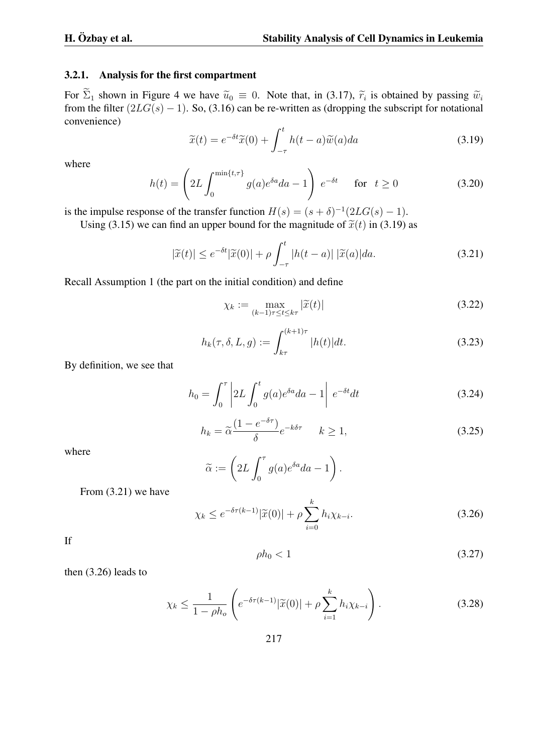### 3.2.1. Analysis for the first compartment

For $\widetilde{\Sigma}_1$ shown in Figure 4 we have $\widetilde{u}_0 \equiv 0$. Note that, in (3.17), $\widetilde{r}_i$ is obtained by passing $\widetilde{w}_i$ from the filter $(2LG(s) - 1)$. So, (3.16) can be re-written as (dropping the subscript for notational convenience)

$$\widetilde{x}(t) = e^{-\delta t}\widetilde{x}(0) + \int_{-\tau}^{t} h(t-a)\widetilde{w}(a)da \tag{3.19}$$

where

$$h(t) = \left(2L\int_0^{\min\{t,\tau\}} g(a)e^{\delta a}da - 1\right)\, e^{-\delta t} \quad \text{ for } \; t \geq 0 \tag{3.20}$$

is the impulse response of the transfer function $H(s) = (s+\delta)^{-1}(2LG(s) - 1)$.

Using (3.15) we can find an upper bound for the magnitude of $\widetilde{x}(t)$ in (3.19) as

$$|\widetilde{x}(t)| \leq e^{-\delta t}|\widetilde{x}(0)| + \rho\int_{-\tau}^{t} |h(t-a)|\,|\widetilde{x}(a)|da. \tag{3.21}$$

Recall Assumption 1 (the part on the initial condition) and define

$$\chi_k := \max_{(k-1)\tau \leq t \leq k\tau} |\widetilde{x}(t)| \tag{3.22}$$

$$h_k(\tau, \delta, L, g) := \int_{k\tau}^{(k+1)\tau} |h(t)|dt. \tag{3.23}$$

By definition, we see that

$$h_0 = \int_0^{\tau} \left|2L\int_0^{t} g(a)e^{\delta a}da - 1\right|\, e^{-\delta t}dt \tag{3.24}$$

$$h_k = \widetilde{\alpha}\frac{(1-e^{-\delta\tau})}{\delta}e^{-k\delta\tau} \qquad k \geq 1, \tag{3.25}$$

where

$$\widetilde{\alpha} := \left(2L\int_0^{\tau} g(a)e^{\delta a}da - 1\right).$$

From (3.21) we have

$$\chi_k \leq e^{-\delta\tau(k-1)}|\widetilde{x}(0)| + \rho\sum_{i=0}^{k} h_i\chi_{k-i}. \tag{3.26}$$

If

$$\rho h_0 < 1 \tag{3.27}$$

then (3.26) leads to

$$\chi_k \leq \frac{1}{1-\rho h_o}\left(e^{-\delta\tau(k-1)}|\widetilde{x}(0)| + \rho\sum_{i=1}^{k} h_i\chi_{k-i}\right). \tag{3.28}$$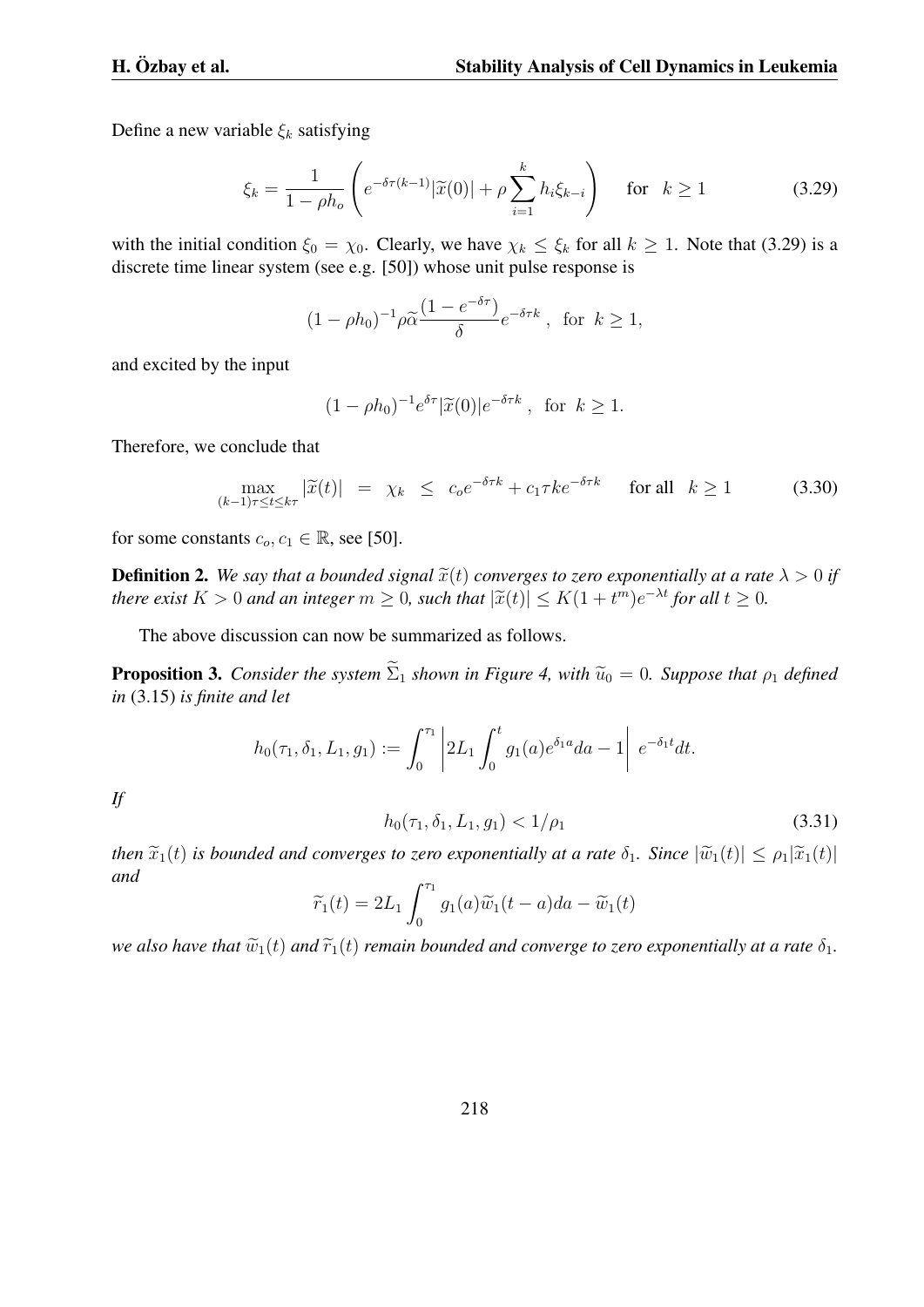Define a new variable $\xi_k$ satisfying

$$\xi_k = \frac{1}{1-\rho h_o}\left( e^{-\delta\tau(k-1)}|\widetilde{x}(0)| + \rho\sum_{i=1}^{k} h_i \xi_{k-i} \right) \quad \text{for} \quad k \geq 1 \tag{3.29}$$

with the initial condition $\xi_0 = \chi_0$. Clearly, we have $\chi_k \leq \xi_k$ for all $k \geq 1$. Note that (3.29) is a discrete time linear system (see e.g. [50]) whose unit pulse response is

$$(1-\rho h_0)^{-1}\rho\widetilde{\alpha}\frac{(1-e^{-\delta\tau})}{\delta}e^{-\delta\tau k}\ , \ \text{for} \ \ k \geq 1,$$

and excited by the input

$$(1-\rho h_0)^{-1}e^{\delta\tau}|\widetilde{x}(0)|e^{-\delta\tau k}\ , \ \text{for} \ \ k \geq 1.$$

Therefore, we conclude that

$$\max_{(k-1)\tau\leq t\leq k\tau}|\widetilde{x}(t)| \ = \ \chi_k \ \leq \ c_o e^{-\delta\tau k} + c_1\tau k e^{-\delta\tau k} \qquad \text{for all} \quad k \geq 1 \tag{3.30}$$

for some constants $c_o, c_1 \in \mathbb{R}$, see [50].

**Definition 2.** *We say that a bounded signal $\widetilde{x}(t)$ converges to zero exponentially at a rate $\lambda > 0$ if there exist $K > 0$ and an integer $m \geq 0$, such that $|\widetilde{x}(t)| \leq K(1+t^m)e^{-\lambda t}$ for all $t \geq 0$.*

The above discussion can now be summarized as follows.

**Proposition 3.** *Consider the system $\widetilde{\Sigma}_1$ shown in Figure 4, with $\widetilde{u}_0 = 0$. Suppose that $\rho_1$ defined in* (3.15) *is finite and let*

$$h_0(\tau_1,\delta_1,L_1,g_1) := \int_0^{\tau_1}\left|2L_1\int_0^t g_1(a)e^{\delta_1 a}da - 1\right| \, e^{-\delta_1 t}dt.$$

*If*

$$h_0(\tau_1,\delta_1,L_1,g_1) < 1/\rho_1 \tag{3.31}$$

*then $\widetilde{x}_1(t)$ is bounded and converges to zero exponentially at a rate $\delta_1$. Since $|\widetilde{w}_1(t)| \leq \rho_1|\widetilde{x}_1(t)|$ and*

$$\widetilde{r}_1(t) = 2L_1\int_0^{\tau_1} g_1(a)\widetilde{w}_1(t-a)da - \widetilde{w}_1(t)$$

*we also have that $\widetilde{w}_1(t)$ and $\widetilde{r}_1(t)$ remain bounded and converge to zero exponentially at a rate $\delta_1$.*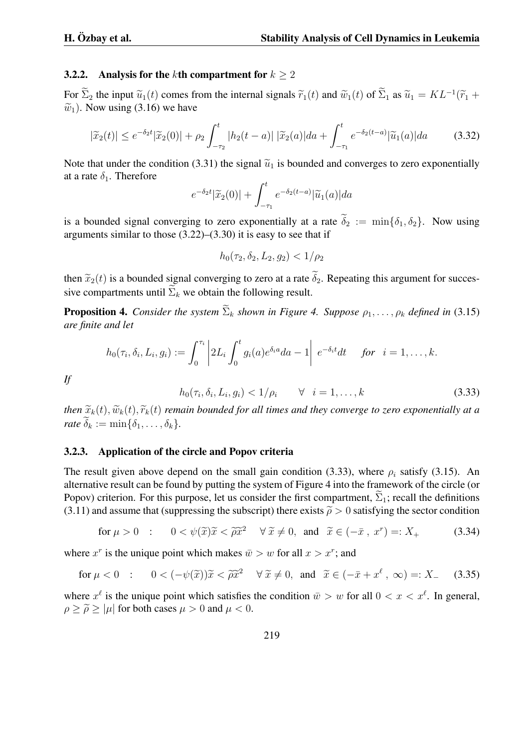#### 3.2.2. Analysis for the $k$th compartment for $k \geq 2$

For $\widetilde{\Sigma}_2$ the input $\widetilde{u}_1(t)$ comes from the internal signals $\widetilde{r}_1(t)$ and $\widetilde{w}_1(t)$ of $\widetilde{\Sigma}_1$ as $\widetilde{u}_1 = KL^{-1}(\widetilde{r}_1 + \widetilde{w}_1)$. Now using (3.16) we have

$$|\widetilde{x}_2(t)| \leq e^{-\delta_2 t}|\widetilde{x}_2(0)| + \rho_2 \int_{-\tau_2}^{t} |h_2(t-a)|\, |\widetilde{x}_2(a)| da + \int_{-\tau_1}^{t} e^{-\delta_2(t-a)}|\widetilde{u}_1(a)| da \tag{3.32}$$

Note that under the condition (3.31) the signal $\widetilde{u}_1$ is bounded and converges to zero exponentially at a rate $\delta_1$. Therefore

$$e^{-\delta_2 t}|\widetilde{x}_2(0)| + \int_{-\tau_1}^{t} e^{-\delta_2(t-a)}|\widetilde{u}_1(a)| da$$

is a bounded signal converging to zero exponentially at a rate $\widetilde{\delta}_2 := \min\{\delta_1, \delta_2\}$. Now using arguments similar to those (3.22)–(3.30) it is easy to see that if

$$h_0(\tau_2, \delta_2, L_2, g_2) < 1/\rho_2$$

then $\widetilde{x}_2(t)$ is a bounded signal converging to zero at a rate $\widetilde{\delta}_2$. Repeating this argument for successive compartments until $\widetilde{\Sigma}_k$ we obtain the following result.

**Proposition 4.** *Consider the system $\widetilde{\Sigma}_k$ shown in Figure 4. Suppose $\rho_1, \ldots, \rho_k$ defined in* (3.15) *are finite and let*

$$h_0(\tau_i, \delta_i, L_i, g_i) := \int_0^{\tau_i} \left| 2L_i \int_0^t g_i(a) e^{\delta_i a} da - 1 \right| e^{-\delta_i t} dt \quad \textit{for} \quad i = 1, \ldots, k.$$

*If*

$$h_0(\tau_i, \delta_i, L_i, g_i) < 1/\rho_i \qquad \forall \;\; i = 1, \ldots, k \tag{3.33}$$

*then $\widetilde{x}_k(t), \widetilde{w}_k(t), \widetilde{r}_k(t)$ remain bounded for all times and they converge to zero exponentially at a rate $\widetilde{\delta}_k := \min\{\delta_1, \ldots, \delta_k\}$.*

#### 3.2.3. Application of the circle and Popov criteria

The result given above depend on the small gain condition (3.33), where $\rho_i$ satisfy (3.15). An alternative result can be found by putting the system of Figure 4 into the framework of the circle (or Popov) criterion. For this purpose, let us consider the first compartment, $\widetilde{\Sigma}_1$; recall the definitions (3.11) and assume that (suppressing the subscript) there exists $\widetilde{\rho} > 0$ satisfying the sector condition

$$\text{for } \mu > 0 \quad : \qquad 0 < \psi(\widetilde{x})\widetilde{x} < \widetilde{\rho}\widetilde{x}^2 \quad \forall\, \widetilde{x} \neq 0, \;\text{ and }\; \widetilde{x} \in (-\bar{x}\;,\; x^r) =: X_+ \tag{3.34}$$

where $x^r$ is the unique point which makes $\bar{w} > w$ for all $x > x^r$; and

$$\text{for } \mu < 0 \quad : \qquad 0 < (-\psi(\widetilde{x}))\widetilde{x} < \widetilde{\rho}\widetilde{x}^2 \quad \forall\, \widetilde{x} \neq 0, \;\text{ and }\; \widetilde{x} \in (-\bar{x} + x^\ell\;,\; \infty) =: X_- \tag{3.35}$$

where $x^\ell$ is the unique point which satisfies the condition $\bar{w} > w$ for all $0 < x < x^\ell$. In general, $\rho \geq \widetilde{\rho} \geq |\mu|$ for both cases $\mu > 0$ and $\mu < 0$.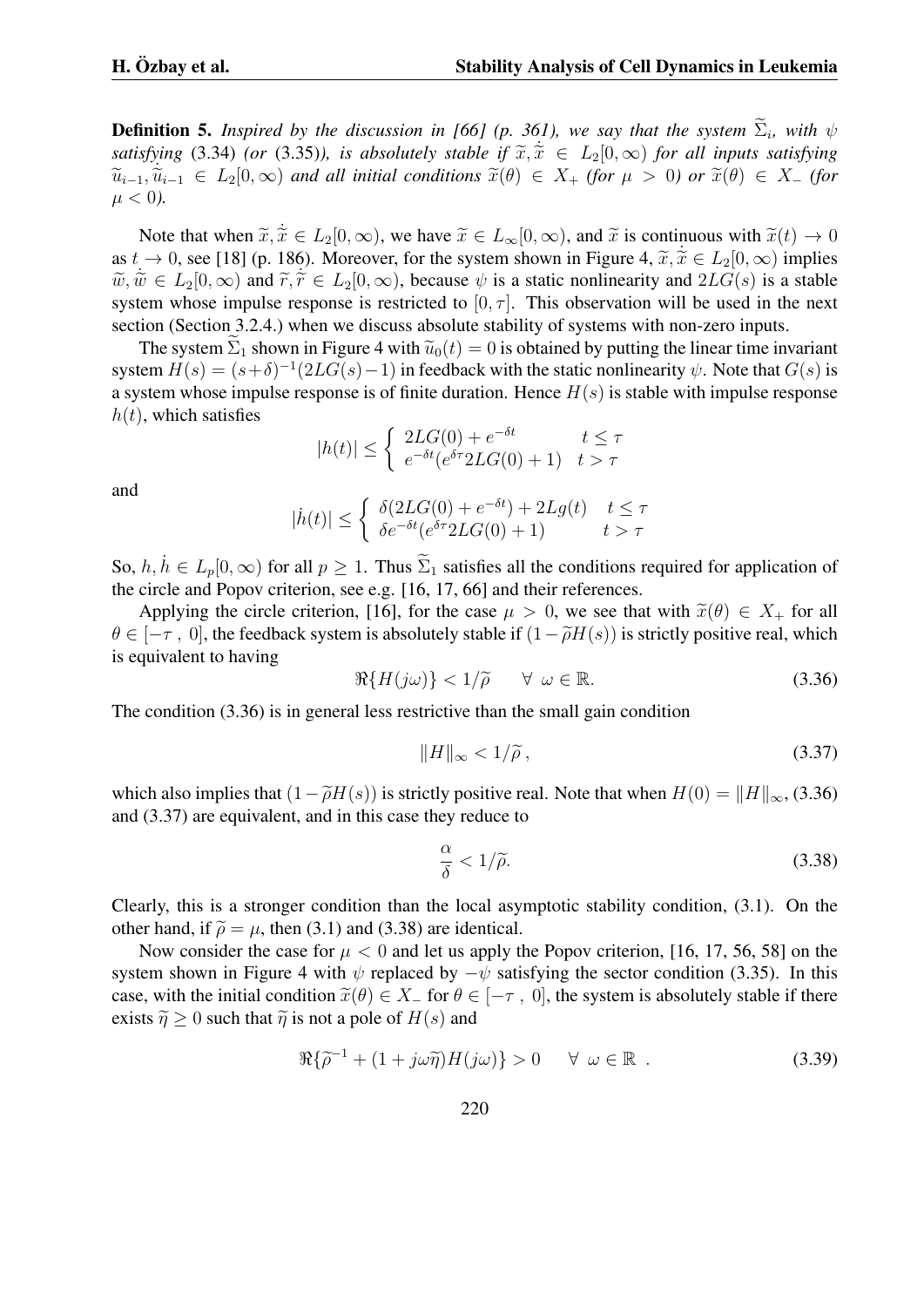**Definition 5.** *Inspired by the discussion in [66] (p. 361), we say that the system $\widetilde{\Sigma}_i$, with $\psi$ satisfying* (3.34) *(or* (3.35)*), is absolutely stable if $\widetilde{x}, \dot{\widetilde{x}} \in L_2[0,\infty)$ for all inputs satisfying $\widetilde{u}_{i-1}, \dot{\widetilde{u}}_{i-1} \in L_2[0,\infty)$ and all initial conditions $\widetilde{x}(\theta) \in X_+$ (for $\mu > 0$) or $\widetilde{x}(\theta) \in X_-$ (for $\mu < 0$).*

Note that when $\widetilde{x}, \dot{\widetilde{x}} \in L_2[0,\infty)$, we have $\widetilde{x} \in L_\infty[0,\infty)$, and $\widetilde{x}$ is continuous with $\widetilde{x}(t) \to 0$ as $t \to 0$, see [18] (p. 186). Moreover, for the system shown in Figure 4, $\widetilde{x}, \dot{\widetilde{x}} \in L_2[0,\infty)$ implies $\widetilde{w}, \dot{\widetilde{w}} \in L_2[0,\infty)$ and $\widetilde{r}, \dot{\widetilde{r}} \in L_2[0,\infty)$, because $\psi$ is a static nonlinearity and $2LG(s)$ is a stable system whose impulse response is restricted to $[0,\tau]$. This observation will be used in the next section (Section 3.2.4.) when we discuss absolute stability of systems with non-zero inputs.

The system $\widetilde{\Sigma}_1$ shown in Figure 4 with $\widetilde{u}_0(t) = 0$ is obtained by putting the linear time invariant system $H(s) = (s+\delta)^{-1}(2LG(s)-1)$ in feedback with the static nonlinearity $\psi$. Note that $G(s)$ is a system whose impulse response is of finite duration. Hence $H(s)$ is stable with impulse response $h(t)$, which satisfies

$$|h(t)| \leq \begin{cases} 2LG(0) + e^{-\delta t} & t \leq \tau \\ e^{-\delta t}(e^{\delta \tau} 2LG(0) + 1) & t > \tau \end{cases}$$

and

$$|\dot{h}(t)| \leq \begin{cases} \delta(2LG(0) + e^{-\delta t}) + 2Lg(t) & t \leq \tau \\ \delta e^{-\delta t}(e^{\delta \tau} 2LG(0) + 1) & t > \tau \end{cases}$$

So, $h, \dot{h} \in L_p[0,\infty)$ for all $p \geq 1$. Thus $\widetilde{\Sigma}_1$ satisfies all the conditions required for application of the circle and Popov criterion, see e.g. [16, 17, 66] and their references.

Applying the circle criterion, [16], for the case $\mu > 0$, we see that with $\widetilde{x}(\theta) \in X_+$ for all $\theta \in [-\tau\ ,\ 0]$, the feedback system is absolutely stable if $(1 - \widetilde{\rho} H(s))$ is strictly positive real, which is equivalent to having

$$\Re\{H(j\omega)\} < 1/\widetilde{\rho} \qquad \forall\ \omega \in \mathbb{R}. \tag{3.36}$$

The condition (3.36) is in general less restrictive than the small gain condition

$$\|H\|_\infty < 1/\widetilde{\rho}\,, \tag{3.37}$$

which also implies that $(1 - \widetilde{\rho} H(s))$ is strictly positive real. Note that when $H(0) = \|H\|_\infty$, (3.36) and (3.37) are equivalent, and in this case they reduce to

$$\frac{\alpha}{\delta} < 1/\widetilde{\rho}. \tag{3.38}$$

Clearly, this is a stronger condition than the local asymptotic stability condition, (3.1). On the other hand, if $\widetilde{\rho} = \mu$, then (3.1) and (3.38) are identical.

Now consider the case for $\mu < 0$ and let us apply the Popov criterion, [16, 17, 56, 58] on the system shown in Figure 4 with $\psi$ replaced by $-\psi$ satisfying the sector condition (3.35). In this case, with the initial condition $\widetilde{x}(\theta) \in X_-$ for $\theta \in [-\tau\ ,\ 0]$, the system is absolutely stable if there exists $\widetilde{\eta} \geq 0$ such that $\widetilde{\eta}$ is not a pole of $H(s)$ and

$$\Re\{\widetilde{\rho}^{-1} + (1 + j\omega\widetilde{\eta})H(j\omega)\} > 0 \qquad \forall\ \omega \in \mathbb{R}\ . \tag{3.39}$$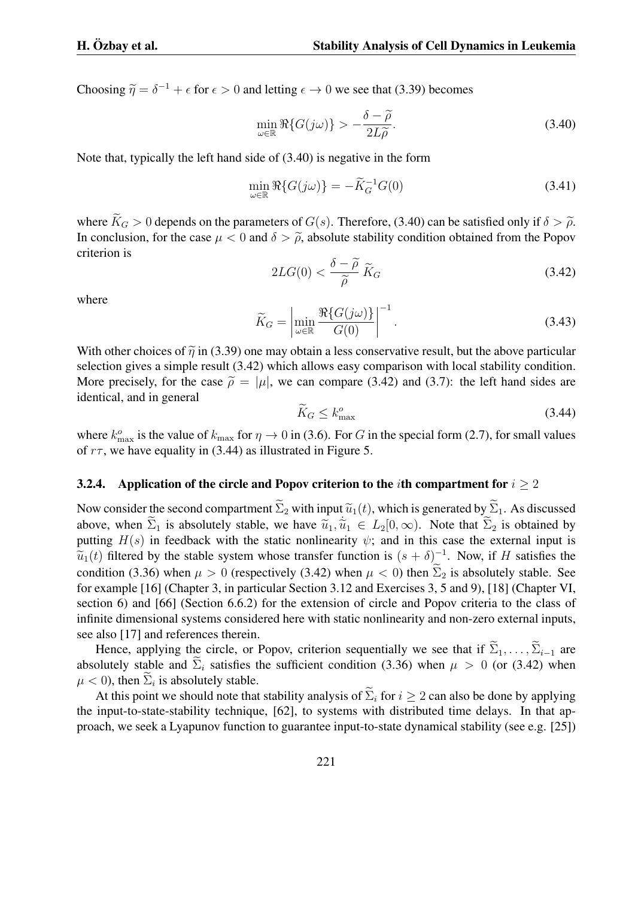Choosing $\widetilde{\eta} = \delta^{-1} + \epsilon$ for $\epsilon > 0$ and letting $\epsilon \to 0$ we see that (3.39) becomes

$$\min_{\omega \in \mathbb{R}} \Re\{G(j\omega)\} > -\frac{\delta - \widetilde{\rho}}{2L\widetilde{\rho}}. \tag{3.40}$$

Note that, typically the left hand side of (3.40) is negative in the form

$$\min_{\omega \in \mathbb{R}} \Re\{G(j\omega)\} = -\widetilde{K}_G^{-1} G(0) \tag{3.41}$$

where $\widetilde{K}_G > 0$ depends on the parameters of $G(s)$. Therefore, (3.40) can be satisfied only if $\delta > \widetilde{\rho}$. In conclusion, for the case $\mu < 0$ and $\delta > \widetilde{\rho}$, absolute stability condition obtained from the Popov criterion is

$$2LG(0) < \frac{\delta - \widetilde{\rho}}{\widetilde{\rho}}\, \widetilde{K}_G \tag{3.42}$$

where

$$\widetilde{K}_G = \left| \min_{\omega \in \mathbb{R}} \frac{\Re\{G(j\omega)\}}{G(0)} \right|^{-1}. \tag{3.43}$$

With other choices of $\widetilde{\eta}$ in (3.39) one may obtain a less conservative result, but the above particular selection gives a simple result (3.42) which allows easy comparison with local stability condition. More precisely, for the case $\widetilde{\rho} = |\mu|$, we can compare (3.42) and (3.7): the left hand sides are identical, and in general

$$\widetilde{K}_G \le k^o_{\max} \tag{3.44}$$

where $k^o_{\max}$ is the value of $k_{\max}$ for $\eta \to 0$ in (3.6). For $G$ in the special form (2.7), for small values of $r\tau$, we have equality in (3.44) as illustrated in Figure 5.

#### 3.2.4. Application of the circle and Popov criterion to the $i$th compartment for $i \geq 2$

Now consider the second compartment $\widetilde{\Sigma}_2$ with input $\widetilde{u}_1(t)$, which is generated by $\widetilde{\Sigma}_1$. As discussed above, when $\widetilde{\Sigma}_1$ is absolutely stable, we have $\widetilde{u}_1, \dot{\widetilde{u}}_1 \in L_2[0,\infty)$. Note that $\widetilde{\Sigma}_2$ is obtained by putting $H(s)$ in feedback with the static nonlinearity $\psi$; and in this case the external input is $\widetilde{u}_1(t)$ filtered by the stable system whose transfer function is $(s+\delta)^{-1}$. Now, if $H$ satisfies the condition (3.36) when $\mu > 0$ (respectively (3.42) when $\mu < 0$) then $\widetilde{\Sigma}_2$ is absolutely stable. See for example [16] (Chapter 3, in particular Section 3.12 and Exercises 3, 5 and 9), [18] (Chapter VI, section 6) and [66] (Section 6.6.2) for the extension of circle and Popov criteria to the class of infinite dimensional systems considered here with static nonlinearity and non-zero external inputs, see also [17] and references therein.

Hence, applying the circle, or Popov, criterion sequentially we see that if $\widetilde{\Sigma}_1, \ldots, \widetilde{\Sigma}_{i-1}$ are absolutely stable and $\widetilde{\Sigma}_i$ satisfies the sufficient condition (3.36) when $\mu > 0$ (or (3.42) when $\mu < 0$), then $\widetilde{\Sigma}_i$ is absolutely stable.

At this point we should note that stability analysis of $\widetilde{\Sigma}_i$ for $i \geq 2$ can also be done by applying the input-to-state-stability technique, [62], to systems with distributed time delays. In that approach, we seek a Lyapunov function to guarantee input-to-state dynamical stability (see e.g. [25])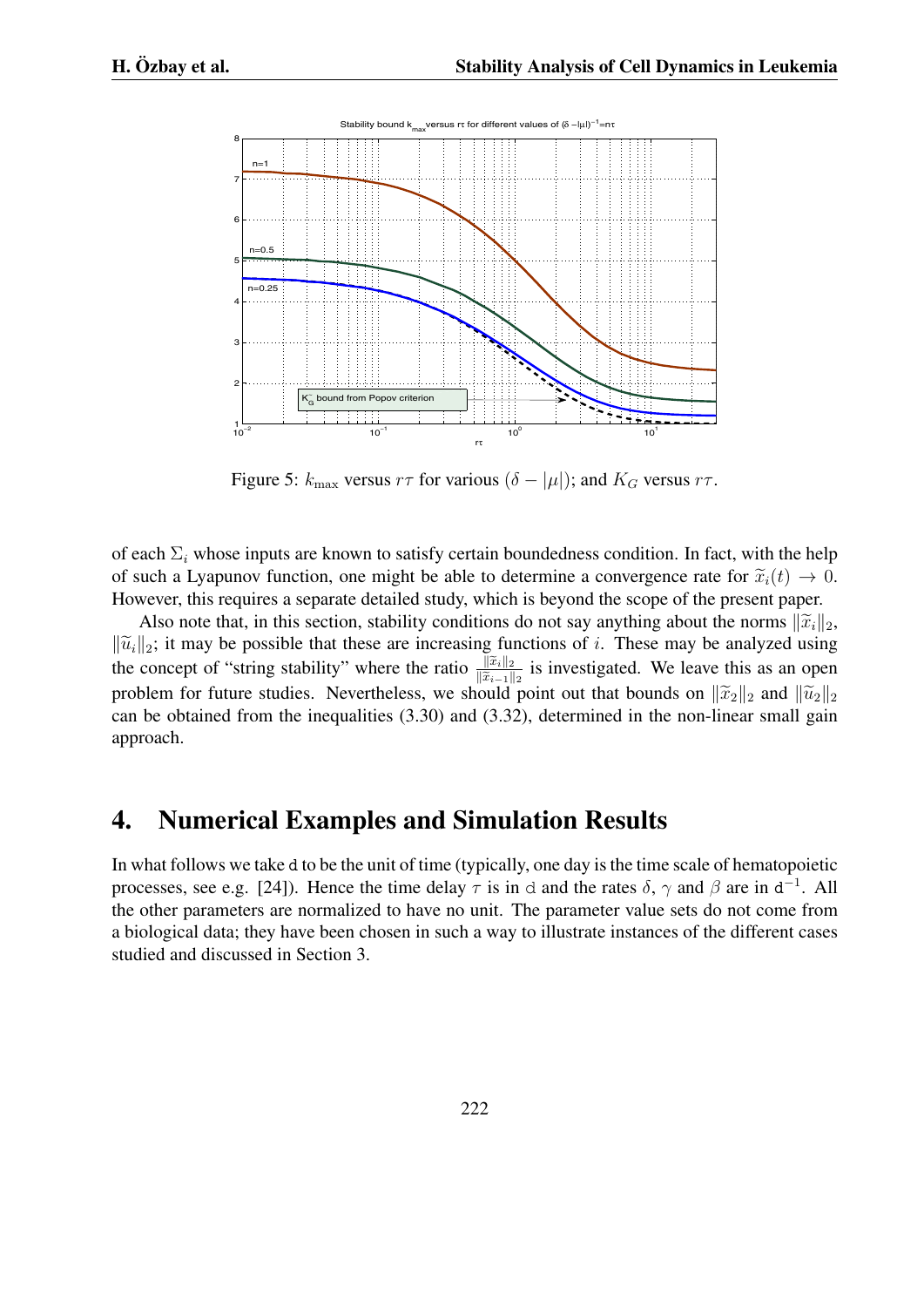Figure 5: $k_{\max}$ versus $r\tau$ for various $(\delta - |\mu|)$; and $K_G$ versus $r\tau$.

of each $\Sigma_i$ whose inputs are known to satisfy certain boundedness condition. In fact, with the help of such a Lyapunov function, one might be able to determine a convergence rate for $\widetilde{x}_i(t) \to 0$. However, this requires a separate detailed study, which is beyond the scope of the present paper.

Also note that, in this section, stability conditions do not say anything about the norms $\|\widetilde{x}_i\|_2$, $\|\widetilde{u}_i\|_2$; it may be possible that these are increasing functions of $i$. These may be analyzed using the concept of "string stability" where the ratio $\frac{\|\widetilde{x}_i\|_2}{\|\widetilde{x}_{i-1}\|_2}$ is investigated. We leave this as an open problem for future studies. Nevertheless, we should point out that bounds on $\|\widetilde{x}_2\|_2$ and $\|\widetilde{u}_2\|_2$ can be obtained from the inequalities (3.30) and (3.32), determined in the non-linear small gain approach.

# 4. Numerical Examples and Simulation Results

In what follows we take d to be the unit of time (typically, one day is the time scale of hematopoietic processes, see e.g. [24]). Hence the time delay $\tau$ is in d and the rates $\delta$, $\gamma$ and $\beta$ are in $\text{d}^{-1}$. All the other parameters are normalized to have no unit. The parameter value sets do not come from a biological data; they have been chosen in such a way to illustrate instances of the different cases studied and discussed in Section 3.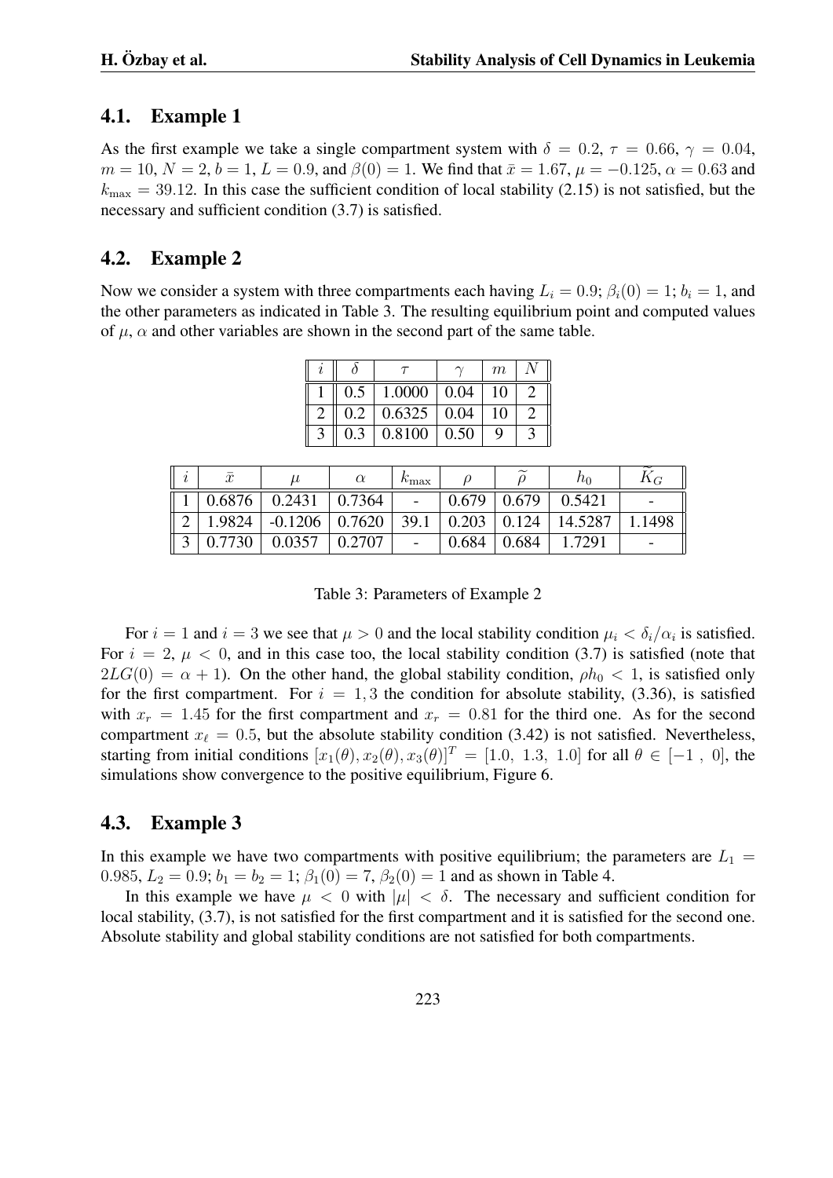### 4.1. Example 1

As the first example we take a single compartment system with $\delta = 0.2$, $\tau = 0.66$, $\gamma = 0.04$, $m = 10$, $N = 2$, $b = 1$, $L = 0.9$, and $\beta(0) = 1$. We find that $\bar{x} = 1.67$, $\mu = -0.125$, $\alpha = 0.63$ and $k_{\max} = 39.12$. In this case the sufficient condition of local stability (2.15) is not satisfied, but the necessary and sufficient condition (3.7) is satisfied.

### 4.2. Example 2

Now we consider a system with three compartments each having $L_i = 0.9$; $\beta_i(0) = 1$; $b_i = 1$, and the other parameters as indicated in Table 3. The resulting equilibrium point and computed values of $\mu$, $\alpha$ and other variables are shown in the second part of the same table.

| $i$ | $\delta$ | $\tau$ | $\gamma$ | $m$ | $N$ |
|---|---|---|---|---|---|
| 1 | 0.5 | 1.0000 | 0.04 | 10 | 2 |
| 2 | 0.2 | 0.6325 | 0.04 | 10 | 2 |
| 3 | 0.3 | 0.8100 | 0.50 | 9 | 3 |

| $i$ | $\bar{x}$ | $\mu$ | $\alpha$ | $k_{\max}$ | $\rho$ | $\widetilde{\rho}$ | $h_0$ | $\widetilde{K}_G$ |
|---|---|---|---|---|---|---|---|---|
| 1 | 0.6876 | 0.2431 | 0.7364 | - | 0.679 | 0.679 | 0.5421 | - |
| 2 | 1.9824 | -0.1206 | 0.7620 | 39.1 | 0.203 | 0.124 | 14.5287 | 1.1498 |
| 3 | 0.7730 | 0.0357 | 0.2707 | - | 0.684 | 0.684 | 1.7291 | - |

Table 3: Parameters of Example 2

For $i = 1$ and $i = 3$ we see that $\mu > 0$ and the local stability condition $\mu_i < \delta_i/\alpha_i$ is satisfied. For $i = 2$, $\mu < 0$, and in this case too, the local stability condition (3.7) is satisfied (note that $2LG(0) = \alpha + 1$). On the other hand, the global stability condition, $\rho h_0 < 1$, is satisfied only for the first compartment. For $i = 1, 3$ the condition for absolute stability, (3.36), is satisfied with $x_r = 1.45$ for the first compartment and $x_r = 0.81$ for the third one. As for the second compartment $x_\ell = 0.5$, but the absolute stability condition (3.42) is not satisfied. Nevertheless, starting from initial conditions $[x_1(\theta), x_2(\theta), x_3(\theta)]^T = [1.0,\ 1.3,\ 1.0]$ for all $\theta \in [-1\ ,\ 0]$, the simulations show convergence to the positive equilibrium, Figure 6.

### 4.3. Example 3

In this example we have two compartments with positive equilibrium; the parameters are $L_1 = 0.985$, $L_2 = 0.9$; $b_1 = b_2 = 1$; $\beta_1(0) = 7$, $\beta_2(0) = 1$ and as shown in Table 4.

In this example we have $\mu < 0$ with $|\mu| < \delta$. The necessary and sufficient condition for local stability, (3.7), is not satisfied for the first compartment and it is satisfied for the second one. Absolute stability and global stability conditions are not satisfied for both compartments.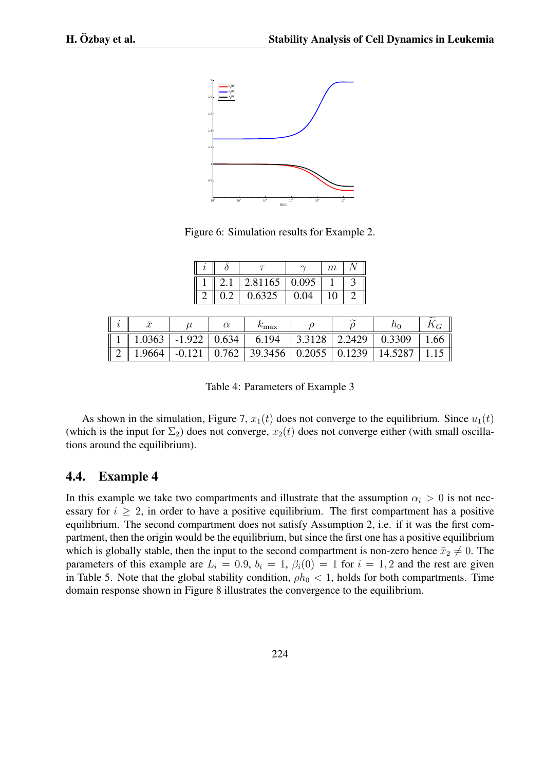Figure 6: Simulation results for Example 2.

| $i$ | $\delta$ | $\tau$ | $\gamma$ | $m$ | $N$ |
|---|---|---|---|---|---|
| 1 | 2.1 | 2.81165 | 0.095 | 1 | 3 |
| 2 | 0.2 | 0.6325 | 0.04 | 10 | 2 |

| $i$ | $\bar{x}$ | $\mu$ | $\alpha$ | $k_{\max}$ | $\rho$ | $\widetilde{\rho}$ | $h_0$ | $\widetilde{K}_G$ |
|---|---|---|---|---|---|---|---|---|
| 1 | 1.0363 | -1.922 | 0.634 | 6.194 | 3.3128 | 2.2429 | 0.3309 | 1.66 |
| 2 | 1.9664 | -0.121 | 0.762 | 39.3456 | 0.2055 | 0.1239 | 14.5287 | 1.15 |

Table 4: Parameters of Example 3

As shown in the simulation, Figure 7, $x_1(t)$ does not converge to the equilibrium. Since $u_1(t)$ (which is the input for $\Sigma_2$) does not converge, $x_2(t)$ does not converge either (with small oscillations around the equilibrium).

## 4.4. Example 4

In this example we take two compartments and illustrate that the assumption $\alpha_i > 0$ is not necessary for $i \geq 2$, in order to have a positive equilibrium. The first compartment has a positive equilibrium. The second compartment does not satisfy Assumption 2, i.e. if it was the first compartment, then the origin would be the equilibrium, but since the first one has a positive equilibrium which is globally stable, then the input to the second compartment is non-zero hence $\bar{x}_2 \neq 0$. The parameters of this example are $L_i = 0.9$, $b_i = 1$, $\beta_i(0) = 1$ for $i = 1, 2$ and the rest are given in Table 5. Note that the global stability condition, $\rho h_0 < 1$, holds for both compartments. Time domain response shown in Figure 8 illustrates the convergence to the equilibrium.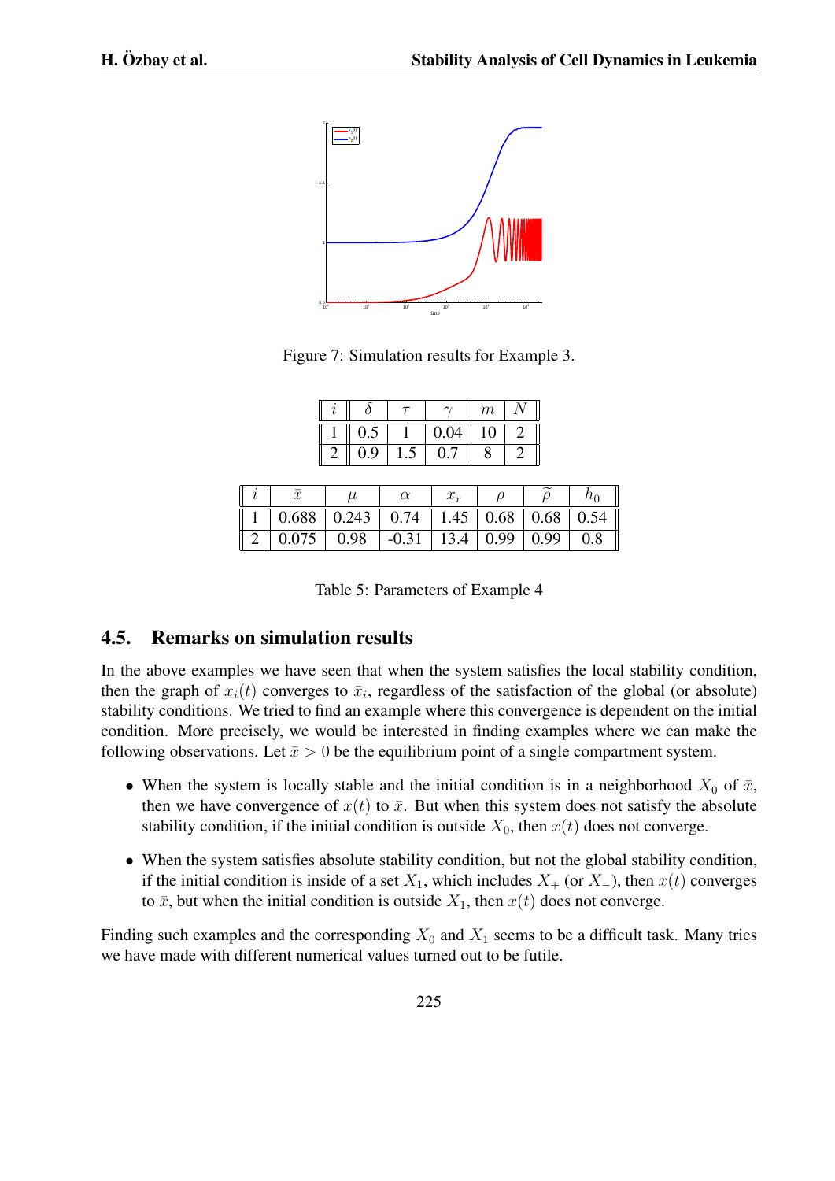Figure 7: Simulation results for Example 3.

| $i$ | $\delta$ | $\tau$ | $\gamma$ | $m$ | $N$ |
|---|---|---|---|---|---|
| 1 | 0.5 | 1 | 0.04 | 10 | 2 |
| 2 | 0.9 | 1.5 | 0.7 | 8 | 2 |

| $i$ | $\bar{x}$ | $\mu$ | $\alpha$ | $x_r$ | $\rho$ | $\widetilde{\rho}$ | $h_0$ |
|---|---|---|---|---|---|---|---|
| 1 | 0.688 | 0.243 | 0.74 | 1.45 | 0.68 | 0.68 | 0.54 |
| 2 | 0.075 | 0.98 | -0.31 | 13.4 | 0.99 | 0.99 | 0.8 |

Table 5: Parameters of Example 4

## 4.5. Remarks on simulation results

In the above examples we have seen that when the system satisfies the local stability condition, then the graph of $x_i(t)$ converges to $\bar{x}_i$, regardless of the satisfaction of the global (or absolute) stability conditions. We tried to find an example where this convergence is dependent on the initial condition. More precisely, we would be interested in finding examples where we can make the following observations. Let $\bar{x} > 0$ be the equilibrium point of a single compartment system.

- When the system is locally stable and the initial condition is in a neighborhood $X_0$ of $\bar{x}$, then we have convergence of $x(t)$ to $\bar{x}$. But when this system does not satisfy the absolute stability condition, if the initial condition is outside $X_0$, then $x(t)$ does not converge.
- When the system satisfies absolute stability condition, but not the global stability condition, if the initial condition is inside of a set $X_1$, which includes $X_+$ (or $X_-$), then $x(t)$ converges to $\bar{x}$, but when the initial condition is outside $X_1$, then $x(t)$ does not converge.

Finding such examples and the corresponding $X_0$ and $X_1$ seems to be a difficult task. Many tries we have made with different numerical values turned out to be futile.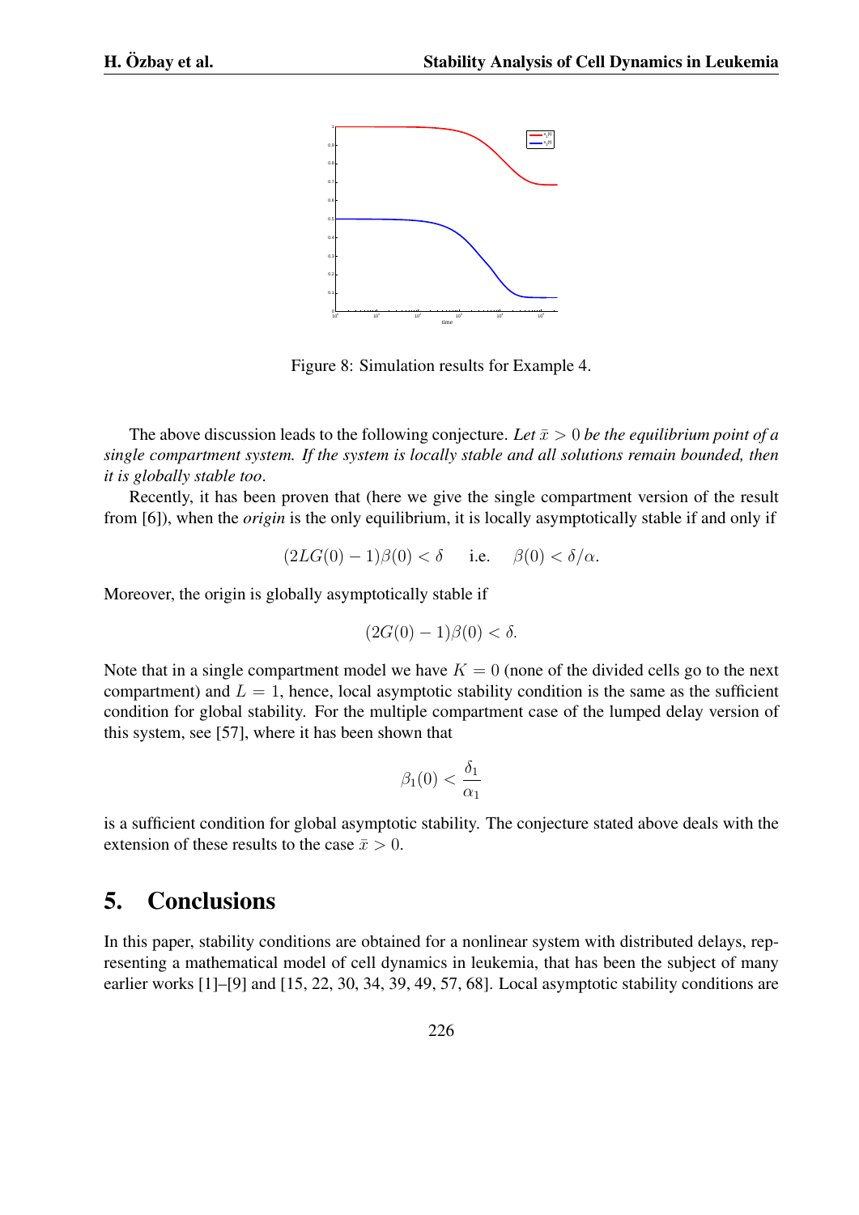Figure 8: Simulation results for Example 4.

The above discussion leads to the following conjecture. *Let $\bar{x} > 0$ be the equilibrium point of a single compartment system. If the system is locally stable and all solutions remain bounded, then it is globally stable too*.

Recently, it has been proven that (here we give the single compartment version of the result from [6]), when the *origin* is the only equilibrium, it is locally asymptotically stable if and only if

$$(2LG(0) - 1)\beta(0) < \delta \quad \text{ i.e. } \quad \beta(0) < \delta/\alpha.$$

Moreover, the origin is globally asymptotically stable if

$$(2G(0) - 1)\beta(0) < \delta.$$

Note that in a single compartment model we have $K = 0$ (none of the divided cells go to the next compartment) and $L = 1$, hence, local asymptotic stability condition is the same as the sufficient condition for global stability. For the multiple compartment case of the lumped delay version of this system, see [57], where it has been shown that

$$\beta_1(0) < \frac{\delta_1}{\alpha_1}$$

is a sufficient condition for global asymptotic stability. The conjecture stated above deals with the extension of these results to the case $\bar{x} > 0$.

## 5. Conclusions

In this paper, stability conditions are obtained for a nonlinear system with distributed delays, representing a mathematical model of cell dynamics in leukemia, that has been the subject of many earlier works [1]–[9] and [15, 22, 30, 34, 39, 49, 57, 68]. Local asymptotic stability conditions are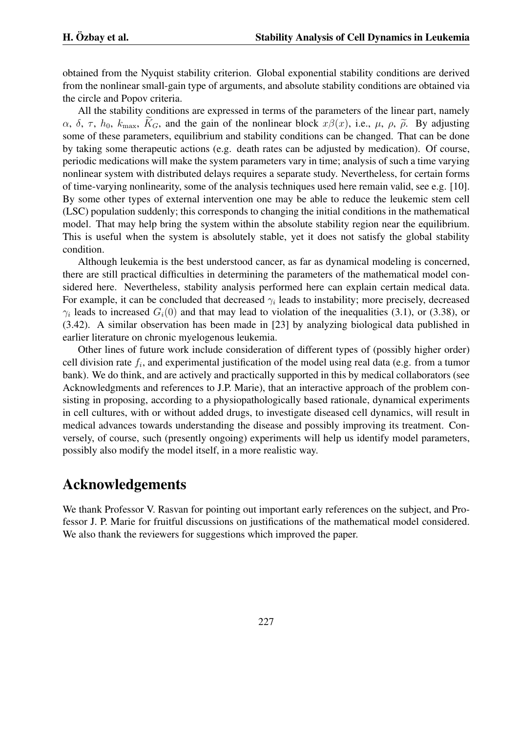obtained from the Nyquist stability criterion. Global exponential stability conditions are derived from the nonlinear small-gain type of arguments, and absolute stability conditions are obtained via the circle and Popov criteria.

All the stability conditions are expressed in terms of the parameters of the linear part, namely $\alpha$, $\delta$, $\tau$, $h_0$, $k_{\max}$, $\widetilde{K}_G$, and the gain of the nonlinear block $x\beta(x)$, i.e., $\mu$, $\rho$, $\widetilde{\rho}$. By adjusting some of these parameters, equilibrium and stability conditions can be changed. That can be done by taking some therapeutic actions (e.g. death rates can be adjusted by medication). Of course, periodic medications will make the system parameters vary in time; analysis of such a time varying nonlinear system with distributed delays requires a separate study. Nevertheless, for certain forms of time-varying nonlinearity, some of the analysis techniques used here remain valid, see e.g. [10]. By some other types of external intervention one may be able to reduce the leukemic stem cell (LSC) population suddenly; this corresponds to changing the initial conditions in the mathematical model. That may help bring the system within the absolute stability region near the equilibrium. This is useful when the system is absolutely stable, yet it does not satisfy the global stability condition.

Although leukemia is the best understood cancer, as far as dynamical modeling is concerned, there are still practical difficulties in determining the parameters of the mathematical model considered here. Nevertheless, stability analysis performed here can explain certain medical data. For example, it can be concluded that decreased $\gamma_i$ leads to instability; more precisely, decreased $\gamma_i$ leads to increased $G_i(0)$ and that may lead to violation of the inequalities (3.1), or (3.38), or (3.42). A similar observation has been made in [23] by analyzing biological data published in earlier literature on chronic myelogenous leukemia.

Other lines of future work include consideration of different types of (possibly higher order) cell division rate $f_i$, and experimental justification of the model using real data (e.g. from a tumor bank). We do think, and are actively and practically supported in this by medical collaborators (see Acknowledgments and references to J.P. Marie), that an interactive approach of the problem consisting in proposing, according to a physiopathologically based rationale, dynamical experiments in cell cultures, with or without added drugs, to investigate diseased cell dynamics, will result in medical advances towards understanding the disease and possibly improving its treatment. Conversely, of course, such (presently ongoing) experiments will help us identify model parameters, possibly also modify the model itself, in a more realistic way.

# Acknowledgements

We thank Professor V. Rasvan for pointing out important early references on the subject, and Professor J. P. Marie for fruitful discussions on justifications of the mathematical model considered. We also thank the reviewers for suggestions which improved the paper.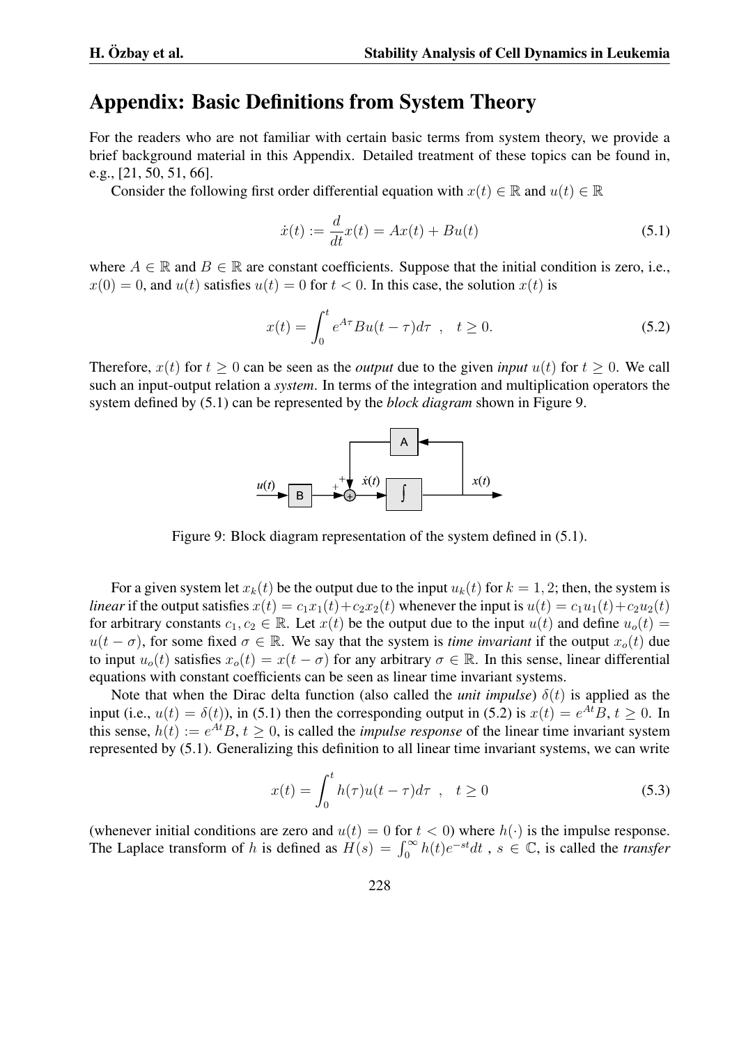## Appendix: Basic Definitions from System Theory

For the readers who are not familiar with certain basic terms from system theory, we provide a brief background material in this Appendix. Detailed treatment of these topics can be found in, e.g., [21, 50, 51, 66].

Consider the following first order differential equation with $x(t) \in \mathbb{R}$ and $u(t) \in \mathbb{R}$

$$\dot{x}(t) := \frac{d}{dt}x(t) = Ax(t) + Bu(t) \tag{5.1}$$

where $A \in \mathbb{R}$ and $B \in \mathbb{R}$ are constant coefficients. Suppose that the initial condition is zero, i.e., $x(0) = 0$, and $u(t)$ satisfies $u(t) = 0$ for $t < 0$. In this case, the solution $x(t)$ is

$$x(t) = \int_0^t e^{A\tau} Bu(t-\tau) d\tau \quad , \quad t \geq 0. \tag{5.2}$$

Therefore, $x(t)$ for $t \geq 0$ can be seen as the *output* due to the given *input* $u(t)$ for $t \geq 0$. We call such an input-output relation a *system*. In terms of the integration and multiplication operators the system defined by (5.1) can be represented by the *block diagram* shown in Figure 9.

Figure 9: Block diagram representation of the system defined in (5.1).

For a given system let $x_k(t)$ be the output due to the input $u_k(t)$ for $k = 1, 2$; then, the system is *linear* if the output satisfies $x(t) = c_1x_1(t) + c_2x_2(t)$ whenever the input is $u(t) = c_1u_1(t) + c_2u_2(t)$ for arbitrary constants $c_1, c_2 \in \mathbb{R}$. Let $x(t)$ be the output due to the input $u(t)$ and define $u_o(t) = u(t - \sigma)$, for some fixed $\sigma \in \mathbb{R}$. We say that the system is *time invariant* if the output $x_o(t)$ due to input $u_o(t)$ satisfies $x_o(t) = x(t - \sigma)$ for any arbitrary $\sigma \in \mathbb{R}$. In this sense, linear differential equations with constant coefficients can be seen as linear time invariant systems.

Note that when the Dirac delta function (also called the *unit impulse*) $\delta(t)$ is applied as the input (i.e., $u(t) = \delta(t)$), in (5.1) then the corresponding output in (5.2) is $x(t) = e^{At}B$, $t \geq 0$. In this sense, $h(t) := e^{At}B$, $t \geq 0$, is called the *impulse response* of the linear time invariant system represented by (5.1). Generalizing this definition to all linear time invariant systems, we can write

$$x(t) = \int_0^t h(\tau)u(t-\tau) d\tau \quad , \quad t \geq 0 \tag{5.3}$$

(whenever initial conditions are zero and $u(t) = 0$ for $t < 0$) where $h(\cdot)$ is the impulse response. The Laplace transform of $h$ is defined as $H(s) = \int_0^\infty h(t)e^{-st}dt$ , $s \in \mathbb{C}$, is called the *transfer*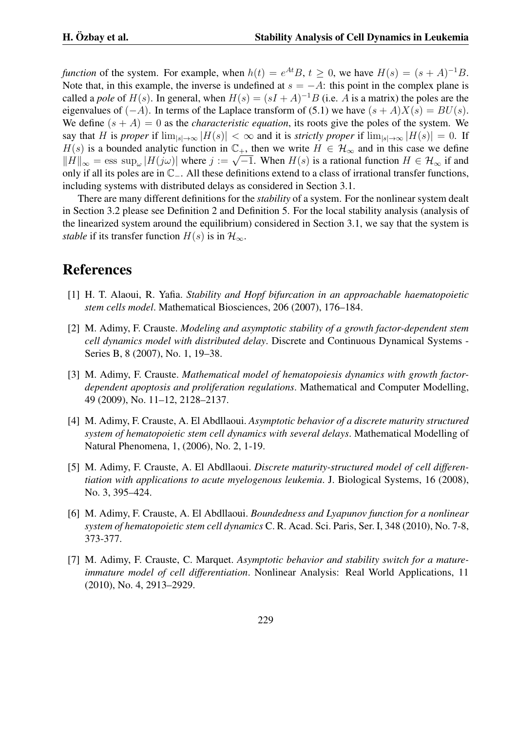*function* of the system. For example, when $h(t) = e^{At}B$, $t \geq 0$, we have $H(s) = (s + A)^{-1}B$. Note that, in this example, the inverse is undefined at $s = -A$: this point in the complex plane is called a *pole* of $H(s)$. In general, when $H(s) = (sI + A)^{-1}B$ (i.e. $A$ is a matrix) the poles are the eigenvalues of $(-A)$. In terms of the Laplace transform of (5.1) we have $(s + A)X(s) = BU(s)$. We define $(s + A) = 0$ as the *characteristic equation*, its roots give the poles of the system. We say that $H$ is *proper* if $\lim_{|s|\to\infty} |H(s)| < \infty$ and it is *strictly proper* if $\lim_{|s|\to\infty} |H(s)| = 0$. If $H(s)$ is a bounded analytic function in $\mathbb{C}_+$, then we write $H \in \mathcal{H}_\infty$ and in this case we define $\|H\|_\infty = \text{ess sup}_\omega |H(j\omega)|$ where $j := \sqrt{-1}$. When $H(s)$ is a rational function $H \in \mathcal{H}_\infty$ if and only if all its poles are in $\mathbb{C}_-$. All these definitions extend to a class of irrational transfer functions, including systems with distributed delays as considered in Section 3.1.

There are many different definitions for the *stability* of a system. For the nonlinear system dealt in Section 3.2 please see Definition 2 and Definition 5. For the local stability analysis (analysis of the linearized system around the equilibrium) considered in Section 3.1, we say that the system is *stable* if its transfer function $H(s)$ is in $\mathcal{H}_\infty$.

# References

[1] H. T. Alaoui, R. Yafia. *Stability and Hopf bifurcation in an approachable haematopoietic stem cells model*. Mathematical Biosciences, 206 (2007), 176–184.

[2] M. Adimy, F. Crauste. *Modeling and asymptotic stability of a growth factor-dependent stem cell dynamics model with distributed delay*. Discrete and Continuous Dynamical Systems - Series B, 8 (2007), No. 1, 19–38.

[3] M. Adimy, F. Crauste. *Mathematical model of hematopoiesis dynamics with growth factor-dependent apoptosis and proliferation regulations*. Mathematical and Computer Modelling, 49 (2009), No. 11–12, 2128–2137.

[4] M. Adimy, F. Crauste, A. El Abdllaoui. *Asymptotic behavior of a discrete maturity structured system of hematopoietic stem cell dynamics with several delays*. Mathematical Modelling of Natural Phenomena, 1, (2006), No. 2, 1-19.

[5] M. Adimy, F. Crauste, A. El Abdllaoui. *Discrete maturity-structured model of cell differentiation with applications to acute myelogenous leukemia*. J. Biological Systems, 16 (2008), No. 3, 395–424.

[6] M. Adimy, F. Crauste, A. El Abdllaoui. *Boundedness and Lyapunov function for a nonlinear system of hematopoietic stem cell dynamics* C. R. Acad. Sci. Paris, Ser. I, 348 (2010), No. 7-8, 373-377.

[7] M. Adimy, F. Crauste, C. Marquet. *Asymptotic behavior and stability switch for a mature-immature model of cell differentiation*. Nonlinear Analysis: Real World Applications, 11 (2010), No. 4, 2913–2929.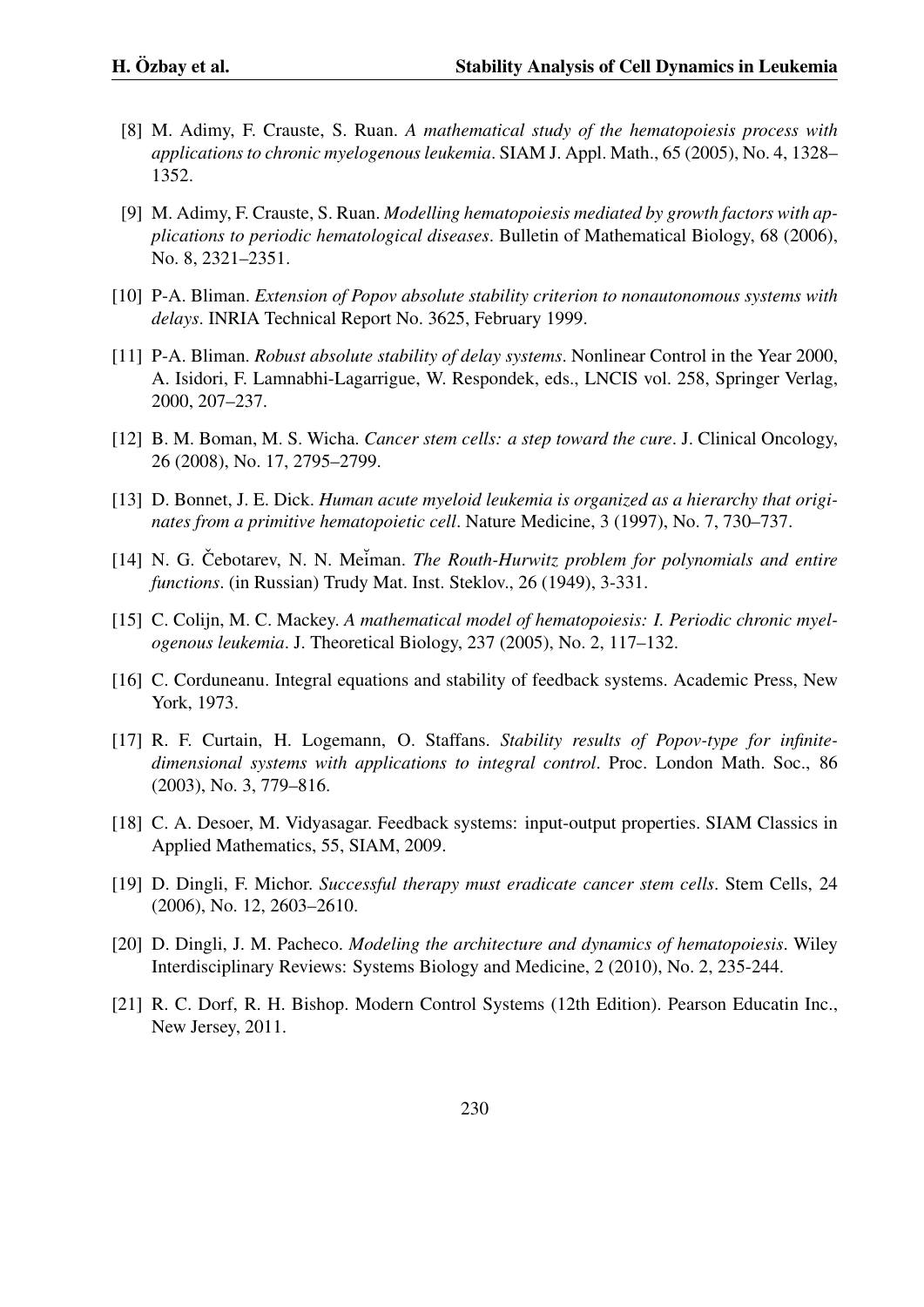[8] M. Adimy, F. Crauste, S. Ruan. *A mathematical study of the hematopoiesis process with applications to chronic myelogenous leukemia*. SIAM J. Appl. Math., 65 (2005), No. 4, 1328–1352.

[9] M. Adimy, F. Crauste, S. Ruan. *Modelling hematopoiesis mediated by growth factors with applications to periodic hematological diseases*. Bulletin of Mathematical Biology, 68 (2006), No. 8, 2321–2351.

[10] P-A. Bliman. *Extension of Popov absolute stability criterion to nonautonomous systems with delays*. INRIA Technical Report No. 3625, February 1999.

[11] P-A. Bliman. *Robust absolute stability of delay systems*. Nonlinear Control in the Year 2000, A. Isidori, F. Lamnabhi-Lagarrigue, W. Respondek, eds., LNCIS vol. 258, Springer Verlag, 2000, 207–237.

[12] B. M. Boman, M. S. Wicha. *Cancer stem cells: a step toward the cure*. J. Clinical Oncology, 26 (2008), No. 17, 2795–2799.

[13] D. Bonnet, J. E. Dick. *Human acute myeloid leukemia is organized as a hierarchy that originates from a primitive hematopoietic cell*. Nature Medicine, 3 (1997), No. 7, 730–737.

[14] N. G. Čebotarev, N. N. Meĭman. *The Routh-Hurwitz problem for polynomials and entire functions*. (in Russian) Trudy Mat. Inst. Steklov., 26 (1949), 3-331.

[15] C. Colijn, M. C. Mackey. *A mathematical model of hematopoiesis: I. Periodic chronic myelogenous leukemia*. J. Theoretical Biology, 237 (2005), No. 2, 117–132.

[16] C. Corduneanu. Integral equations and stability of feedback systems. Academic Press, New York, 1973.

[17] R. F. Curtain, H. Logemann, O. Staffans. *Stability results of Popov-type for infinite-dimensional systems with applications to integral control*. Proc. London Math. Soc., 86 (2003), No. 3, 779–816.

[18] C. A. Desoer, M. Vidyasagar. Feedback systems: input-output properties. SIAM Classics in Applied Mathematics, 55, SIAM, 2009.

[19] D. Dingli, F. Michor. *Successful therapy must eradicate cancer stem cells*. Stem Cells, 24 (2006), No. 12, 2603–2610.

[20] D. Dingli, J. M. Pacheco. *Modeling the architecture and dynamics of hematopoiesis*. Wiley Interdisciplinary Reviews: Systems Biology and Medicine, 2 (2010), No. 2, 235-244.

[21] R. C. Dorf, R. H. Bishop. Modern Control Systems (12th Edition). Pearson Educatin Inc., New Jersey, 2011.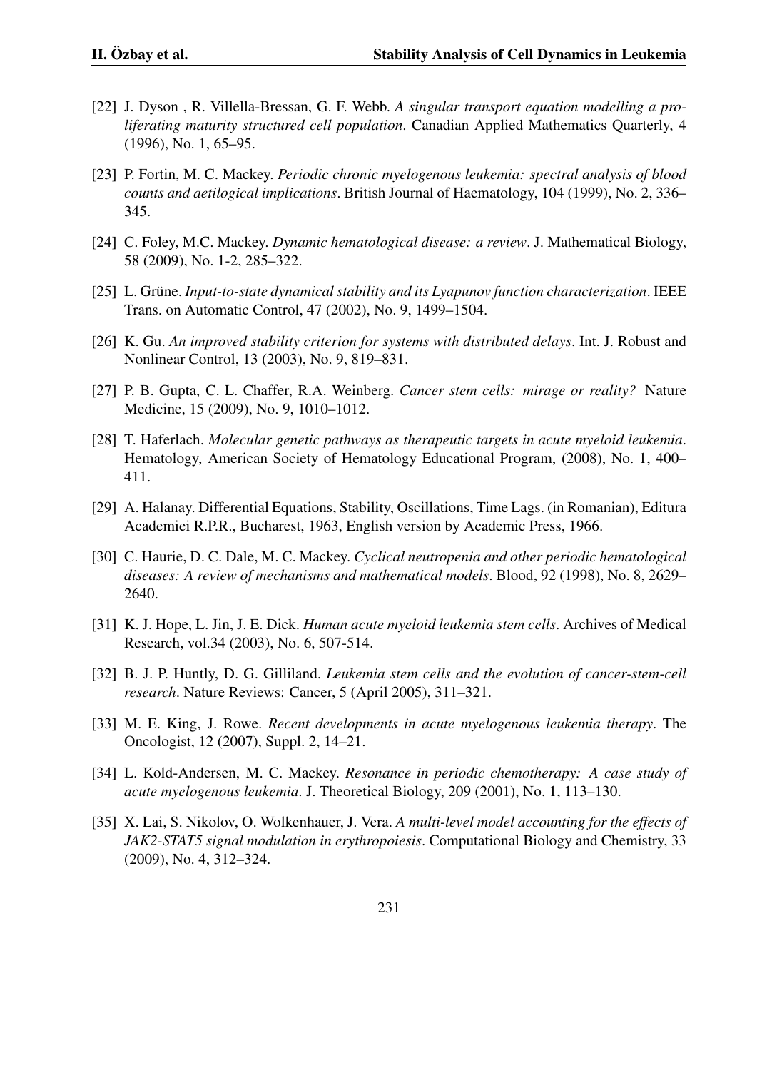[22] J. Dyson , R. Villella-Bressan, G. F. Webb. *A singular transport equation modelling a proliferating maturity structured cell population*. Canadian Applied Mathematics Quarterly, 4 (1996), No. 1, 65–95.

[23] P. Fortin, M. C. Mackey. *Periodic chronic myelogenous leukemia: spectral analysis of blood counts and aetilogical implications*. British Journal of Haematology, 104 (1999), No. 2, 336–345.

[24] C. Foley, M.C. Mackey. *Dynamic hematological disease: a review*. J. Mathematical Biology, 58 (2009), No. 1-2, 285–322.

[25] L. Grüne. *Input-to-state dynamical stability and its Lyapunov function characterization*. IEEE Trans. on Automatic Control, 47 (2002), No. 9, 1499–1504.

[26] K. Gu. *An improved stability criterion for systems with distributed delays*. Int. J. Robust and Nonlinear Control, 13 (2003), No. 9, 819–831.

[27] P. B. Gupta, C. L. Chaffer, R.A. Weinberg. *Cancer stem cells: mirage or reality?* Nature Medicine, 15 (2009), No. 9, 1010–1012.

[28] T. Haferlach. *Molecular genetic pathways as therapeutic targets in acute myeloid leukemia*. Hematology, American Society of Hematology Educational Program, (2008), No. 1, 400–411.

[29] A. Halanay. Differential Equations, Stability, Oscillations, Time Lags. (in Romanian), Editura Academiei R.P.R., Bucharest, 1963, English version by Academic Press, 1966.

[30] C. Haurie, D. C. Dale, M. C. Mackey. *Cyclical neutropenia and other periodic hematological diseases: A review of mechanisms and mathematical models*. Blood, 92 (1998), No. 8, 2629–2640.

[31] K. J. Hope, L. Jin, J. E. Dick. *Human acute myeloid leukemia stem cells*. Archives of Medical Research, vol.34 (2003), No. 6, 507-514.

[32] B. J. P. Huntly, D. G. Gilliland. *Leukemia stem cells and the evolution of cancer-stem-cell research*. Nature Reviews: Cancer, 5 (April 2005), 311–321.

[33] M. E. King, J. Rowe. *Recent developments in acute myelogenous leukemia therapy*. The Oncologist, 12 (2007), Suppl. 2, 14–21.

[34] L. Kold-Andersen, M. C. Mackey. *Resonance in periodic chemotherapy: A case study of acute myelogenous leukemia*. J. Theoretical Biology, 209 (2001), No. 1, 113–130.

[35] X. Lai, S. Nikolov, O. Wolkenhauer, J. Vera. *A multi-level model accounting for the effects of JAK2-STAT5 signal modulation in erythropoiesis*. Computational Biology and Chemistry, 33 (2009), No. 4, 312–324.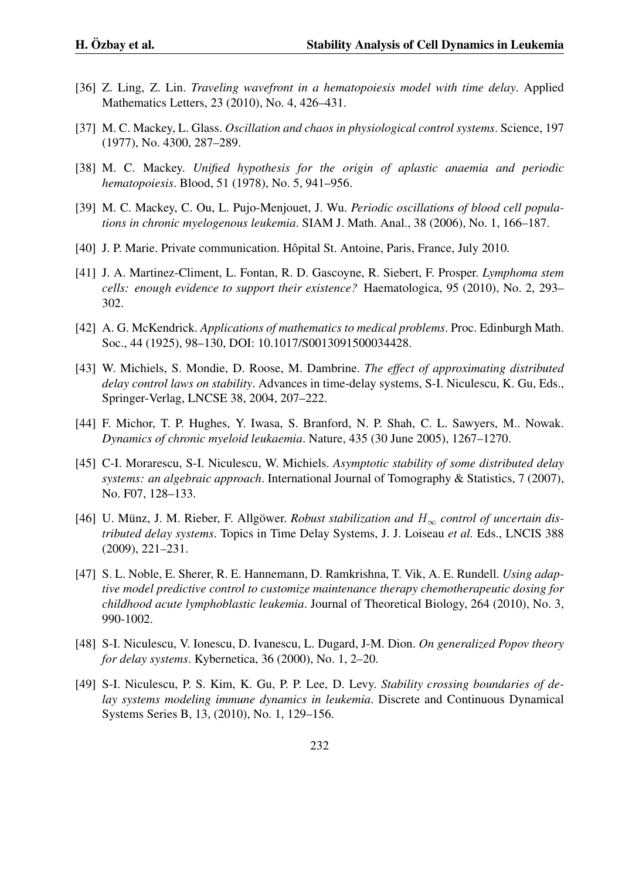[36] Z. Ling, Z. Lin. *Traveling wavefront in a hematopoiesis model with time delay*. Applied Mathematics Letters, 23 (2010), No. 4, 426–431.

[37] M. C. Mackey, L. Glass. *Oscillation and chaos in physiological control systems*. Science, 197 (1977), No. 4300, 287–289.

[38] M. C. Mackey. *Unified hypothesis for the origin of aplastic anaemia and periodic hematopoiesis*. Blood, 51 (1978), No. 5, 941–956.

[39] M. C. Mackey, C. Ou, L. Pujo-Menjouet, J. Wu. *Periodic oscillations of blood cell populations in chronic myelogenous leukemia*. SIAM J. Math. Anal., 38 (2006), No. 1, 166–187.

[40] J. P. Marie. Private communication. Hôpital St. Antoine, Paris, France, July 2010.

[41] J. A. Martinez-Climent, L. Fontan, R. D. Gascoyne, R. Siebert, F. Prosper. *Lymphoma stem cells: enough evidence to support their existence?* Haematologica, 95 (2010), No. 2, 293–302.

[42] A. G. McKendrick. *Applications of mathematics to medical problems*. Proc. Edinburgh Math. Soc., 44 (1925), 98–130, DOI: 10.1017/S0013091500034428.

[43] W. Michiels, S. Mondie, D. Roose, M. Dambrine. *The effect of approximating distributed delay control laws on stability*. Advances in time-delay systems, S-I. Niculescu, K. Gu, Eds., Springer-Verlag, LNCSE 38, 2004, 207–222.

[44] F. Michor, T. P. Hughes, Y. Iwasa, S. Branford, N. P. Shah, C. L. Sawyers, M.. Nowak. *Dynamics of chronic myeloid leukaemia*. Nature, 435 (30 June 2005), 1267–1270.

[45] C-I. Morarescu, S-I. Niculescu, W. Michiels. *Asymptotic stability of some distributed delay systems: an algebraic approach*. International Journal of Tomography & Statistics, 7 (2007), No. F07, 128–133.

[46] U. Münz, J. M. Rieber, F. Allgöwer. *Robust stabilization and $H_\infty$ control of uncertain distributed delay systems*. Topics in Time Delay Systems, J. J. Loiseau *et al.* Eds., LNCIS 388 (2009), 221–231.

[47] S. L. Noble, E. Sherer, R. E. Hannemann, D. Ramkrishna, T. Vik, A. E. Rundell. *Using adaptive model predictive control to customize maintenance therapy chemotherapeutic dosing for childhood acute lymphoblastic leukemia*. Journal of Theoretical Biology, 264 (2010), No. 3, 990-1002.

[48] S-I. Niculescu, V. Ionescu, D. Ivanescu, L. Dugard, J-M. Dion. *On generalized Popov theory for delay systems*. Kybernetica, 36 (2000), No. 1, 2–20.

[49] S-I. Niculescu, P. S. Kim, K. Gu, P. P. Lee, D. Levy. *Stability crossing boundaries of delay systems modeling immune dynamics in leukemia*. Discrete and Continuous Dynamical Systems Series B, 13, (2010), No. 1, 129–156.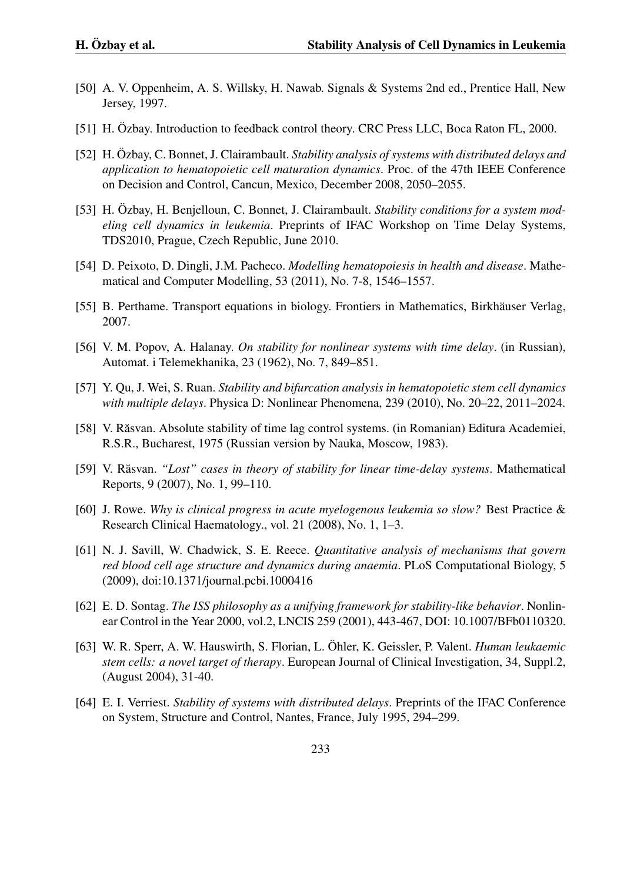[50] A. V. Oppenheim, A. S. Willsky, H. Nawab. Signals & Systems 2nd ed., Prentice Hall, New Jersey, 1997.

[51] H. Özbay. Introduction to feedback control theory. CRC Press LLC, Boca Raton FL, 2000.

[52] H. Özbay, C. Bonnet, J. Clairambault. *Stability analysis of systems with distributed delays and application to hematopoietic cell maturation dynamics*. Proc. of the 47th IEEE Conference on Decision and Control, Cancun, Mexico, December 2008, 2050–2055.

[53] H. Özbay, H. Benjelloun, C. Bonnet, J. Clairambault. *Stability conditions for a system modeling cell dynamics in leukemia*. Preprints of IFAC Workshop on Time Delay Systems, TDS2010, Prague, Czech Republic, June 2010.

[54] D. Peixoto, D. Dingli, J.M. Pacheco. *Modelling hematopoiesis in health and disease*. Mathematical and Computer Modelling, 53 (2011), No. 7-8, 1546–1557.

[55] B. Perthame. Transport equations in biology. Frontiers in Mathematics, Birkhäuser Verlag, 2007.

[56] V. M. Popov, A. Halanay. *On stability for nonlinear systems with time delay*. (in Russian), Automat. i Telemekhanika, 23 (1962), No. 7, 849–851.

[57] Y. Qu, J. Wei, S. Ruan. *Stability and bifurcation analysis in hematopoietic stem cell dynamics with multiple delays*. Physica D: Nonlinear Phenomena, 239 (2010), No. 20–22, 2011–2024.

[58] V. Răsvan. Absolute stability of time lag control systems. (in Romanian) Editura Academiei, R.S.R., Bucharest, 1975 (Russian version by Nauka, Moscow, 1983).

[59] V. Răsvan. *"Lost" cases in theory of stability for linear time-delay systems*. Mathematical Reports, 9 (2007), No. 1, 99–110.

[60] J. Rowe. *Why is clinical progress in acute myelogenous leukemia so slow?* Best Practice & Research Clinical Haematology., vol. 21 (2008), No. 1, 1–3.

[61] N. J. Savill, W. Chadwick, S. E. Reece. *Quantitative analysis of mechanisms that govern red blood cell age structure and dynamics during anaemia*. PLoS Computational Biology, 5 (2009), doi:10.1371/journal.pcbi.1000416

[62] E. D. Sontag. *The ISS philosophy as a unifying framework for stability-like behavior*. Nonlinear Control in the Year 2000, vol.2, LNCIS 259 (2001), 443-467, DOI: 10.1007/BFb0110320.

[63] W. R. Sperr, A. W. Hauswirth, S. Florian, L. Öhler, K. Geissler, P. Valent. *Human leukaemic stem cells: a novel target of therapy*. European Journal of Clinical Investigation, 34, Suppl.2, (August 2004), 31-40.

[64] E. I. Verriest. *Stability of systems with distributed delays*. Preprints of the IFAC Conference on System, Structure and Control, Nantes, France, July 1995, 294–299.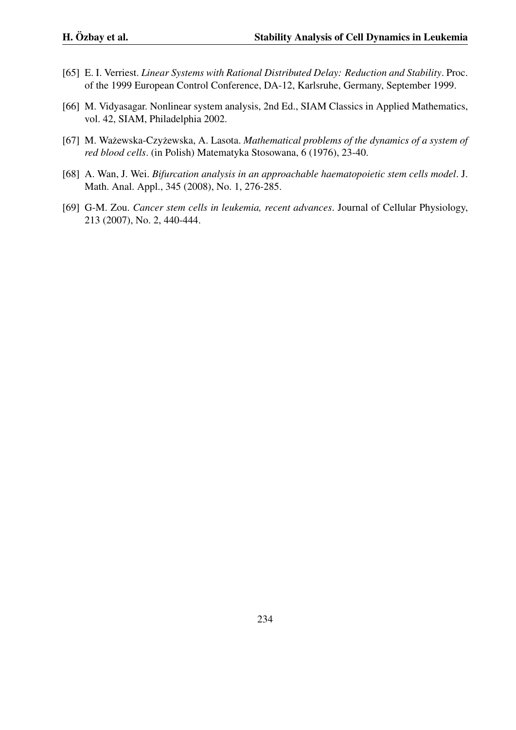[65] E. I. Verriest. *Linear Systems with Rational Distributed Delay: Reduction and Stability*. Proc. of the 1999 European Control Conference, DA-12, Karlsruhe, Germany, September 1999.

[66] M. Vidyasagar. Nonlinear system analysis, 2nd Ed., SIAM Classics in Applied Mathematics, vol. 42, SIAM, Philadelphia 2002.

[67] M. Ważewska-Czyżewska, A. Lasota. *Mathematical problems of the dynamics of a system of red blood cells*. (in Polish) Matematyka Stosowana, 6 (1976), 23-40.

[68] A. Wan, J. Wei. *Bifurcation analysis in an approachable haematopoietic stem cells model*. J. Math. Anal. Appl., 345 (2008), No. 1, 276-285.

[69] G-M. Zou. *Cancer stem cells in leukemia, recent advances*. Journal of Cellular Physiology, 213 (2007), No. 2, 440-444.